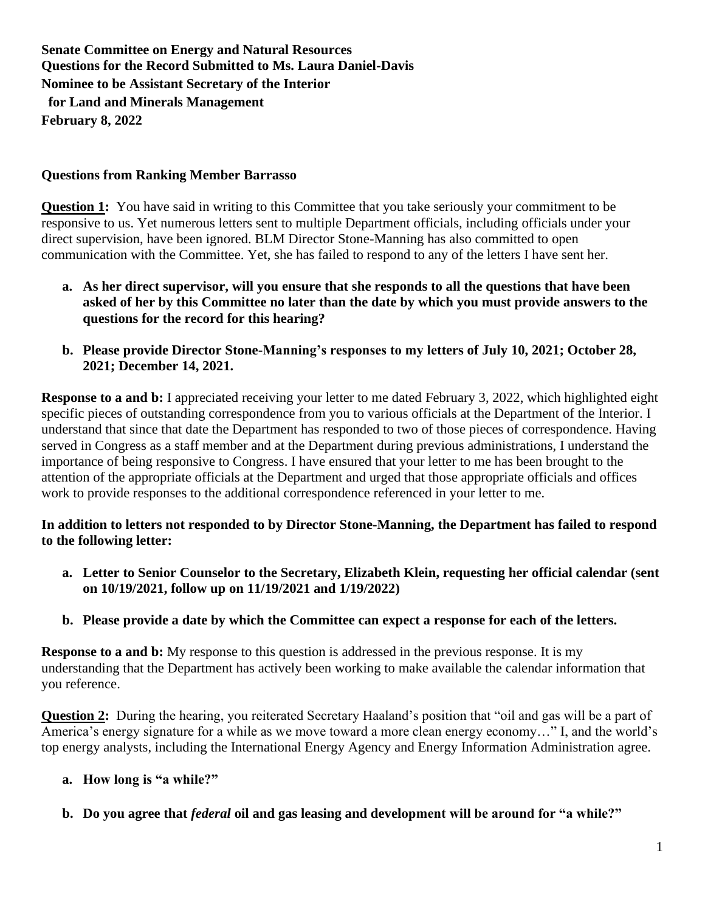**Senate Committee on Energy and Natural Resources**
**Questions for the Record Submitted to Ms. Laura Daniel-Davis**
**Nominee to be Assistant Secretary of the Interior**
**for Land and Minerals Management**
**February 8, 2022**

## Questions from Ranking Member Barrasso

**Question 1:** You have said in writing to this Committee that you take seriously your commitment to be responsive to us. Yet numerous letters sent to multiple Department officials, including officials under your direct supervision, have been ignored. BLM Director Stone-Manning has also committed to open communication with the Committee. Yet, she has failed to respond to any of the letters I have sent her.

**a. As her direct supervisor, will you ensure that she responds to all the questions that have been asked of her by this Committee no later than the date by which you must provide answers to the questions for the record for this hearing?**

**b. Please provide Director Stone-Manning's responses to my letters of July 10, 2021; October 28, 2021; December 14, 2021.**

**Response to a and b:** I appreciated receiving your letter to me dated February 3, 2022, which highlighted eight specific pieces of outstanding correspondence from you to various officials at the Department of the Interior. I understand that since that date the Department has responded to two of those pieces of correspondence. Having served in Congress as a staff member and at the Department during previous administrations, I understand the importance of being responsive to Congress. I have ensured that your letter to me has been brought to the attention of the appropriate officials at the Department and urged that those appropriate officials and offices work to provide responses to the additional correspondence referenced in your letter to me.

**In addition to letters not responded to by Director Stone-Manning, the Department has failed to respond to the following letter:**

**a. Letter to Senior Counselor to the Secretary, Elizabeth Klein, requesting her official calendar (sent on 10/19/2021, follow up on 11/19/2021 and 1/19/2022)**

**b. Please provide a date by which the Committee can expect a response for each of the letters.**

**Response to a and b:** My response to this question is addressed in the previous response. It is my understanding that the Department has actively been working to make available the calendar information that you reference.

**Question 2:** During the hearing, you reiterated Secretary Haaland's position that "oil and gas will be a part of America's energy signature for a while as we move toward a more clean energy economy…" I, and the world's top energy analysts, including the International Energy Agency and Energy Information Administration agree.

**a. How long is "a while?"**

**b. Do you agree that *federal* oil and gas leasing and development will be around for "a while?"**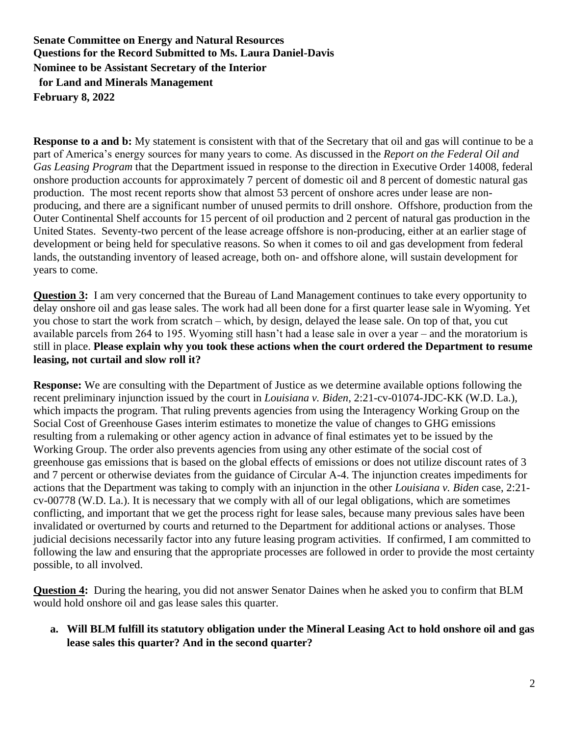**Senate Committee on Energy and Natural Resources**
**Questions for the Record Submitted to Ms. Laura Daniel-Davis**
**Nominee to be Assistant Secretary of the Interior**
**for Land and Minerals Management**
**February 8, 2022**

**Response to a and b:** My statement is consistent with that of the Secretary that oil and gas will continue to be a part of America's energy sources for many years to come. As discussed in the *Report on the Federal Oil and Gas Leasing Program* that the Department issued in response to the direction in Executive Order 14008, federal onshore production accounts for approximately 7 percent of domestic oil and 8 percent of domestic natural gas production. The most recent reports show that almost 53 percent of onshore acres under lease are non-producing, and there are a significant number of unused permits to drill onshore. Offshore, production from the Outer Continental Shelf accounts for 15 percent of oil production and 2 percent of natural gas production in the United States. Seventy-two percent of the lease acreage offshore is non-producing, either at an earlier stage of development or being held for speculative reasons. So when it comes to oil and gas development from federal lands, the outstanding inventory of leased acreage, both on- and offshore alone, will sustain development for years to come.

**Question 3:** I am very concerned that the Bureau of Land Management continues to take every opportunity to delay onshore oil and gas lease sales. The work had all been done for a first quarter lease sale in Wyoming. Yet you chose to start the work from scratch – which, by design, delayed the lease sale. On top of that, you cut available parcels from 264 to 195. Wyoming still hasn't had a lease sale in over a year – and the moratorium is still in place. **Please explain why you took these actions when the court ordered the Department to resume leasing, not curtail and slow roll it?**

**Response:** We are consulting with the Department of Justice as we determine available options following the recent preliminary injunction issued by the court in *Louisiana v. Biden*, 2:21-cv-01074-JDC-KK (W.D. La.), which impacts the program. That ruling prevents agencies from using the Interagency Working Group on the Social Cost of Greenhouse Gases interim estimates to monetize the value of changes to GHG emissions resulting from a rulemaking or other agency action in advance of final estimates yet to be issued by the Working Group. The order also prevents agencies from using any other estimate of the social cost of greenhouse gas emissions that is based on the global effects of emissions or does not utilize discount rates of 3 and 7 percent or otherwise deviates from the guidance of Circular A-4. The injunction creates impediments for actions that the Department was taking to comply with an injunction in the other *Louisiana v. Biden* case, 2:21-cv-00778 (W.D. La.). It is necessary that we comply with all of our legal obligations, which are sometimes conflicting, and important that we get the process right for lease sales, because many previous sales have been invalidated or overturned by courts and returned to the Department for additional actions or analyses. Those judicial decisions necessarily factor into any future leasing program activities. If confirmed, I am committed to following the law and ensuring that the appropriate processes are followed in order to provide the most certainty possible, to all involved.

**Question 4:** During the hearing, you did not answer Senator Daines when he asked you to confirm that BLM would hold onshore oil and gas lease sales this quarter.

a. **Will BLM fulfill its statutory obligation under the Mineral Leasing Act to hold onshore oil and gas lease sales this quarter? And in the second quarter?**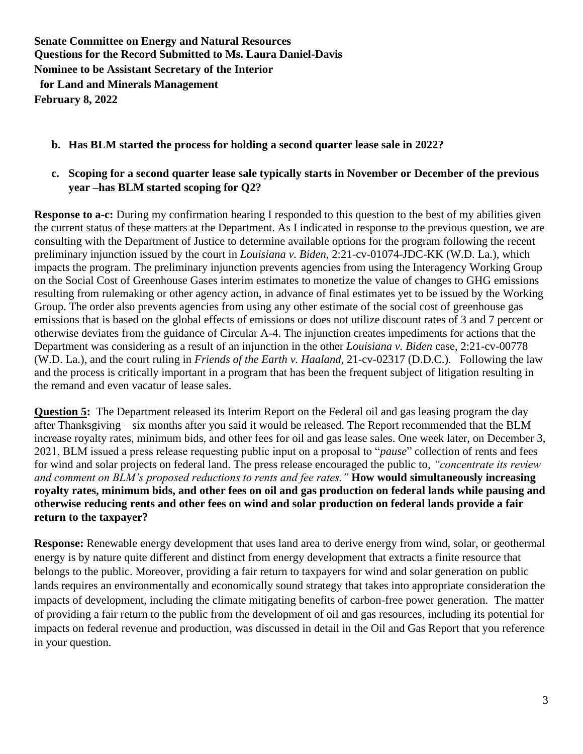**Senate Committee on Energy and Natural Resources**
**Questions for the Record Submitted to Ms. Laura Daniel-Davis**
**Nominee to be Assistant Secretary of the Interior**
**for Land and Minerals Management**
**February 8, 2022**

b. **Has BLM started the process for holding a second quarter lease sale in 2022?**

c. **Scoping for a second quarter lease sale typically starts in November or December of the previous year –has BLM started scoping for Q2?**

**Response to a-c:** During my confirmation hearing I responded to this question to the best of my abilities given the current status of these matters at the Department. As I indicated in response to the previous question, we are consulting with the Department of Justice to determine available options for the program following the recent preliminary injunction issued by the court in *Louisiana v. Biden*, 2:21-cv-01074-JDC-KK (W.D. La.), which impacts the program. The preliminary injunction prevents agencies from using the Interagency Working Group on the Social Cost of Greenhouse Gases interim estimates to monetize the value of changes to GHG emissions resulting from rulemaking or other agency action, in advance of final estimates yet to be issued by the Working Group. The order also prevents agencies from using any other estimate of the social cost of greenhouse gas emissions that is based on the global effects of emissions or does not utilize discount rates of 3 and 7 percent or otherwise deviates from the guidance of Circular A-4. The injunction creates impediments for actions that the Department was considering as a result of an injunction in the other *Louisiana v. Biden* case, 2:21-cv-00778 (W.D. La.), and the court ruling in *Friends of the Earth v. Haaland*, 21-cv-02317 (D.D.C.). Following the law and the process is critically important in a program that has been the frequent subject of litigation resulting in the remand and even vacatur of lease sales.

**Question 5:** The Department released its Interim Report on the Federal oil and gas leasing program the day after Thanksgiving – six months after you said it would be released. The Report recommended that the BLM increase royalty rates, minimum bids, and other fees for oil and gas lease sales. One week later, on December 3, 2021, BLM issued a press release requesting public input on a proposal to "*pause*" collection of rents and fees for wind and solar projects on federal land. The press release encouraged the public to, *"concentrate its review and comment on BLM's proposed reductions to rents and fee rates."* **How would simultaneously increasing royalty rates, minimum bids, and other fees on oil and gas production on federal lands while pausing and otherwise reducing rents and other fees on wind and solar production on federal lands provide a fair return to the taxpayer?**

**Response:** Renewable energy development that uses land area to derive energy from wind, solar, or geothermal energy is by nature quite different and distinct from energy development that extracts a finite resource that belongs to the public. Moreover, providing a fair return to taxpayers for wind and solar generation on public lands requires an environmentally and economically sound strategy that takes into appropriate consideration the impacts of development, including the climate mitigating benefits of carbon-free power generation. The matter of providing a fair return to the public from the development of oil and gas resources, including its potential for impacts on federal revenue and production, was discussed in detail in the Oil and Gas Report that you reference in your question.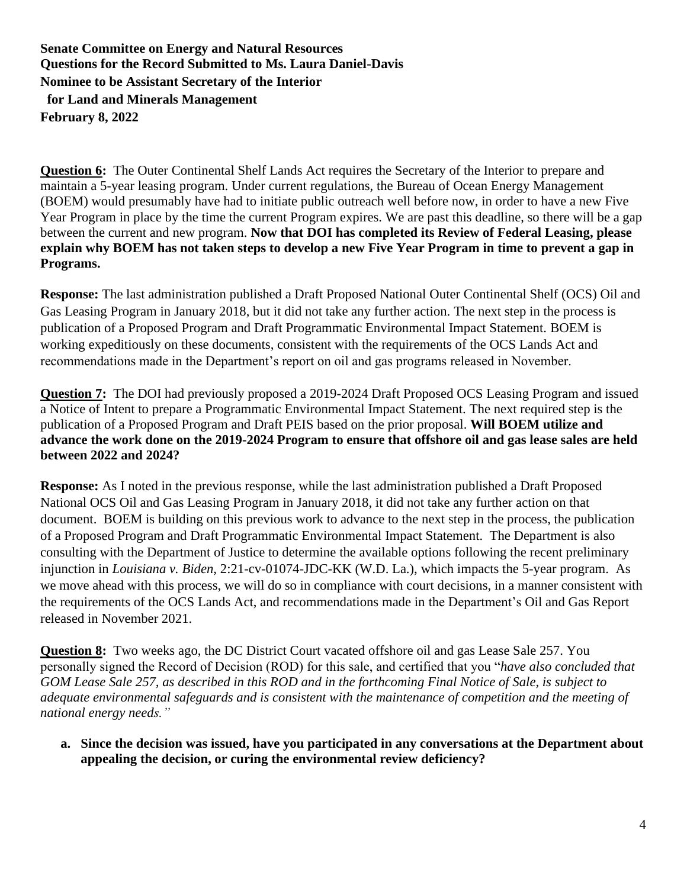**Senate Committee on Energy and Natural Resources**
**Questions for the Record Submitted to Ms. Laura Daniel-Davis**
**Nominee to be Assistant Secretary of the Interior**
**for Land and Minerals Management**
**February 8, 2022**

**Question 6:** The Outer Continental Shelf Lands Act requires the Secretary of the Interior to prepare and maintain a 5-year leasing program. Under current regulations, the Bureau of Ocean Energy Management (BOEM) would presumably have had to initiate public outreach well before now, in order to have a new Five Year Program in place by the time the current Program expires. We are past this deadline, so there will be a gap between the current and new program. **Now that DOI has completed its Review of Federal Leasing, please explain why BOEM has not taken steps to develop a new Five Year Program in time to prevent a gap in Programs.**

**Response:** The last administration published a Draft Proposed National Outer Continental Shelf (OCS) Oil and Gas Leasing Program in January 2018, but it did not take any further action. The next step in the process is publication of a Proposed Program and Draft Programmatic Environmental Impact Statement. BOEM is working expeditiously on these documents, consistent with the requirements of the OCS Lands Act and recommendations made in the Department's report on oil and gas programs released in November.

**Question 7:** The DOI had previously proposed a 2019-2024 Draft Proposed OCS Leasing Program and issued a Notice of Intent to prepare a Programmatic Environmental Impact Statement. The next required step is the publication of a Proposed Program and Draft PEIS based on the prior proposal. **Will BOEM utilize and advance the work done on the 2019-2024 Program to ensure that offshore oil and gas lease sales are held between 2022 and 2024?**

**Response:** As I noted in the previous response, while the last administration published a Draft Proposed National OCS Oil and Gas Leasing Program in January 2018, it did not take any further action on that document. BOEM is building on this previous work to advance to the next step in the process, the publication of a Proposed Program and Draft Programmatic Environmental Impact Statement. The Department is also consulting with the Department of Justice to determine the available options following the recent preliminary injunction in *Louisiana v. Biden*, 2:21-cv-01074-JDC-KK (W.D. La.), which impacts the 5-year program. As we move ahead with this process, we will do so in compliance with court decisions, in a manner consistent with the requirements of the OCS Lands Act, and recommendations made in the Department's Oil and Gas Report released in November 2021.

**Question 8:** Two weeks ago, the DC District Court vacated offshore oil and gas Lease Sale 257. You personally signed the Record of Decision (ROD) for this sale, and certified that you "*have also concluded that GOM Lease Sale 257, as described in this ROD and in the forthcoming Final Notice of Sale, is subject to adequate environmental safeguards and is consistent with the maintenance of competition and the meeting of national energy needs."*

a. **Since the decision was issued, have you participated in any conversations at the Department about appealing the decision, or curing the environmental review deficiency?**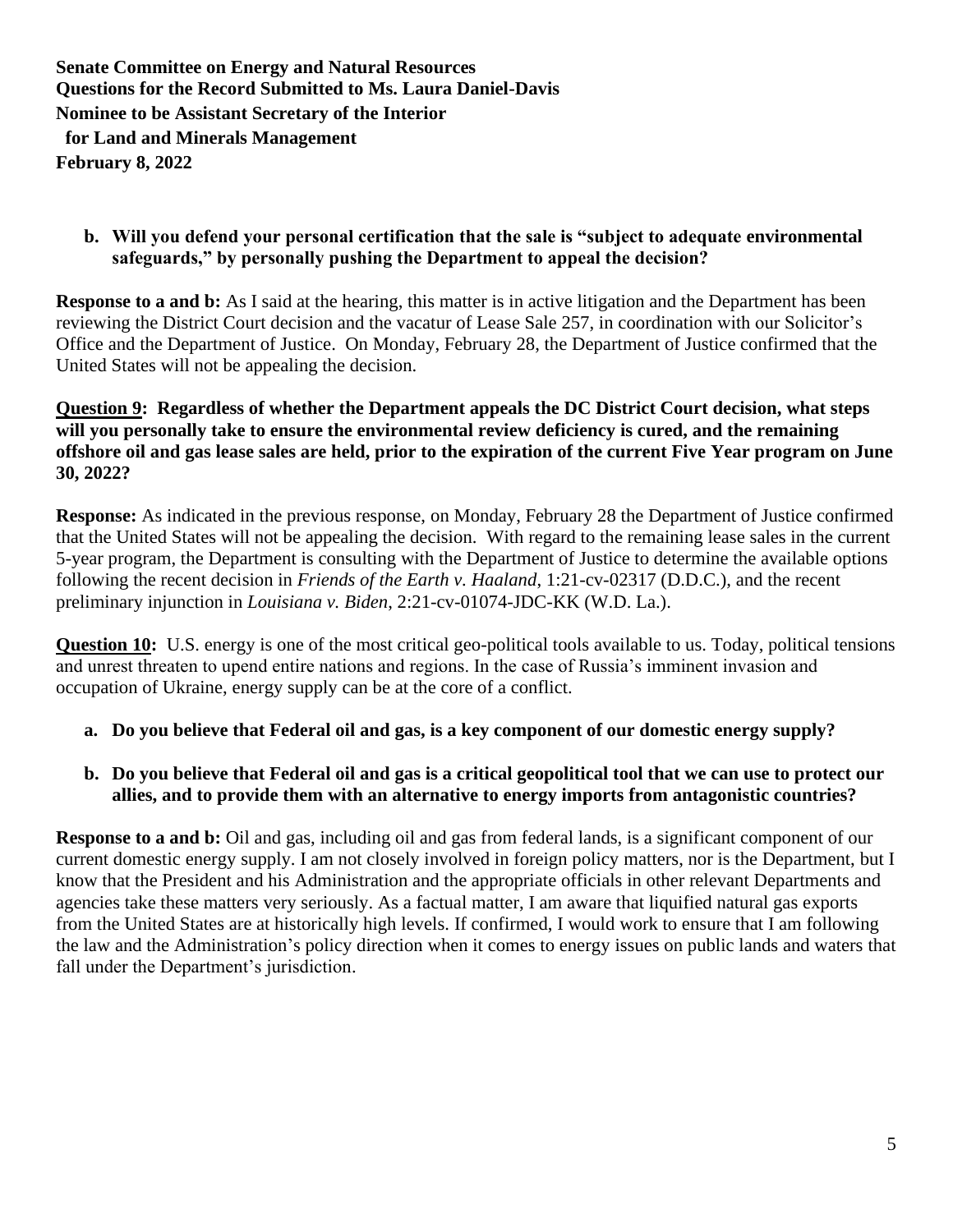**Senate Committee on Energy and Natural Resources**
**Questions for the Record Submitted to Ms. Laura Daniel-Davis**
**Nominee to be Assistant Secretary of the Interior**
**for Land and Minerals Management**
**February 8, 2022**

**b. Will you defend your personal certification that the sale is "subject to adequate environmental safeguards," by personally pushing the Department to appeal the decision?**

**Response to a and b:** As I said at the hearing, this matter is in active litigation and the Department has been reviewing the District Court decision and the vacatur of Lease Sale 257, in coordination with our Solicitor's Office and the Department of Justice. On Monday, February 28, the Department of Justice confirmed that the United States will not be appealing the decision.

**<u>Question 9</u>: Regardless of whether the Department appeals the DC District Court decision, what steps will you personally take to ensure the environmental review deficiency is cured, and the remaining offshore oil and gas lease sales are held, prior to the expiration of the current Five Year program on June 30, 2022?**

**Response:** As indicated in the previous response, on Monday, February 28 the Department of Justice confirmed that the United States will not be appealing the decision. With regard to the remaining lease sales in the current 5-year program, the Department is consulting with the Department of Justice to determine the available options following the recent decision in *Friends of the Earth v. Haaland*, 1:21-cv-02317 (D.D.C.), and the recent preliminary injunction in *Louisiana v. Biden*, 2:21-cv-01074-JDC-KK (W.D. La.).

**<u>Question 10</u>:** U.S. energy is one of the most critical geo-political tools available to us. Today, political tensions and unrest threaten to upend entire nations and regions. In the case of Russia's imminent invasion and occupation of Ukraine, energy supply can be at the core of a conflict.

**a. Do you believe that Federal oil and gas, is a key component of our domestic energy supply?**

**b. Do you believe that Federal oil and gas is a critical geopolitical tool that we can use to protect our allies, and to provide them with an alternative to energy imports from antagonistic countries?**

**Response to a and b:** Oil and gas, including oil and gas from federal lands, is a significant component of our current domestic energy supply. I am not closely involved in foreign policy matters, nor is the Department, but I know that the President and his Administration and the appropriate officials in other relevant Departments and agencies take these matters very seriously. As a factual matter, I am aware that liquified natural gas exports from the United States are at historically high levels. If confirmed, I would work to ensure that I am following the law and the Administration's policy direction when it comes to energy issues on public lands and waters that fall under the Department's jurisdiction.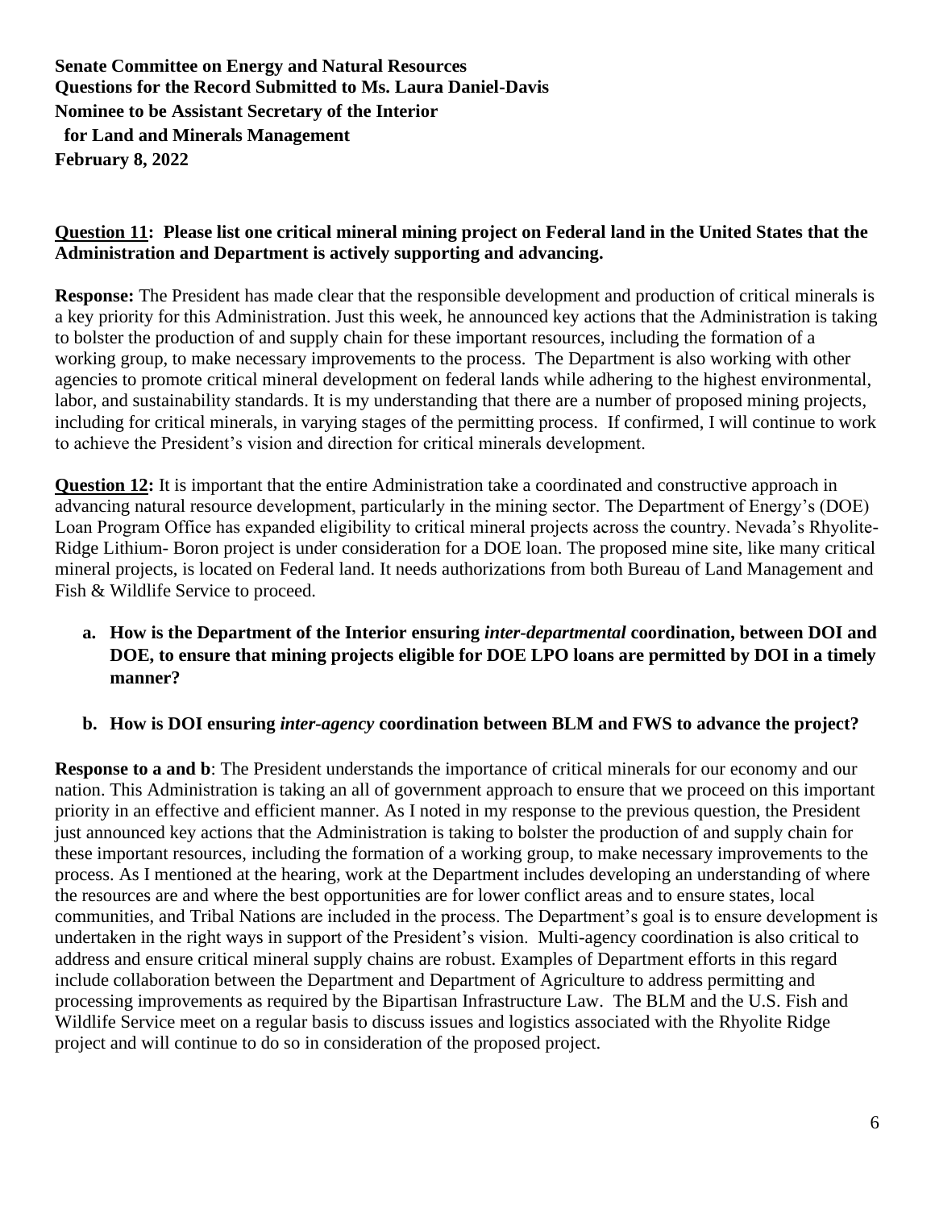**Senate Committee on Energy and Natural Resources**
**Questions for the Record Submitted to Ms. Laura Daniel-Davis**
**Nominee to be Assistant Secretary of the Interior**
**for Land and Minerals Management**
**February 8, 2022**

**Question 11: Please list one critical mineral mining project on Federal land in the United States that the Administration and Department is actively supporting and advancing.**

**Response:** The President has made clear that the responsible development and production of critical minerals is a key priority for this Administration. Just this week, he announced key actions that the Administration is taking to bolster the production of and supply chain for these important resources, including the formation of a working group, to make necessary improvements to the process. The Department is also working with other agencies to promote critical mineral development on federal lands while adhering to the highest environmental, labor, and sustainability standards. It is my understanding that there are a number of proposed mining projects, including for critical minerals, in varying stages of the permitting process. If confirmed, I will continue to work to achieve the President's vision and direction for critical minerals development.

**Question 12:** It is important that the entire Administration take a coordinated and constructive approach in advancing natural resource development, particularly in the mining sector. The Department of Energy's (DOE) Loan Program Office has expanded eligibility to critical mineral projects across the country. Nevada's Rhyolite-Ridge Lithium- Boron project is under consideration for a DOE loan. The proposed mine site, like many critical mineral projects, is located on Federal land. It needs authorizations from both Bureau of Land Management and Fish & Wildlife Service to proceed.

a. **How is the Department of the Interior ensuring *inter-departmental* coordination, between DOI and DOE, to ensure that mining projects eligible for DOE LPO loans are permitted by DOI in a timely manner?**

b. **How is DOI ensuring *inter-agency* coordination between BLM and FWS to advance the project?**

**Response to a and b**: The President understands the importance of critical minerals for our economy and our nation. This Administration is taking an all of government approach to ensure that we proceed on this important priority in an effective and efficient manner. As I noted in my response to the previous question, the President just announced key actions that the Administration is taking to bolster the production of and supply chain for these important resources, including the formation of a working group, to make necessary improvements to the process. As I mentioned at the hearing, work at the Department includes developing an understanding of where the resources are and where the best opportunities are for lower conflict areas and to ensure states, local communities, and Tribal Nations are included in the process. The Department's goal is to ensure development is undertaken in the right ways in support of the President's vision. Multi-agency coordination is also critical to address and ensure critical mineral supply chains are robust. Examples of Department efforts in this regard include collaboration between the Department and Department of Agriculture to address permitting and processing improvements as required by the Bipartisan Infrastructure Law. The BLM and the U.S. Fish and Wildlife Service meet on a regular basis to discuss issues and logistics associated with the Rhyolite Ridge project and will continue to do so in consideration of the proposed project.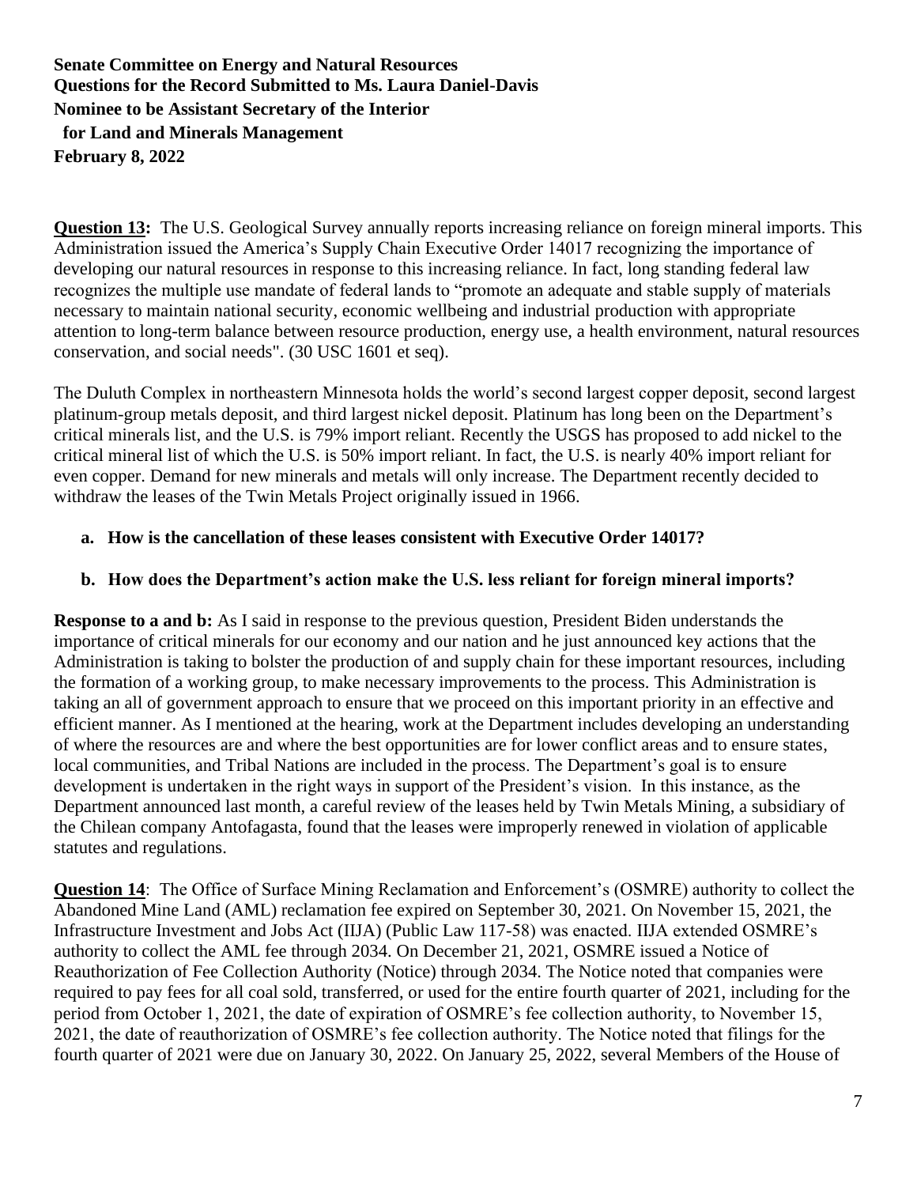**Senate Committee on Energy and Natural Resources**
**Questions for the Record Submitted to Ms. Laura Daniel-Davis**
**Nominee to be Assistant Secretary of the Interior**
**for Land and Minerals Management**
**February 8, 2022**

**Question 13:** The U.S. Geological Survey annually reports increasing reliance on foreign mineral imports. This Administration issued the America's Supply Chain Executive Order 14017 recognizing the importance of developing our natural resources in response to this increasing reliance. In fact, long standing federal law recognizes the multiple use mandate of federal lands to "promote an adequate and stable supply of materials necessary to maintain national security, economic wellbeing and industrial production with appropriate attention to long-term balance between resource production, energy use, a health environment, natural resources conservation, and social needs". (30 USC 1601 et seq).

The Duluth Complex in northeastern Minnesota holds the world's second largest copper deposit, second largest platinum-group metals deposit, and third largest nickel deposit. Platinum has long been on the Department's critical minerals list, and the U.S. is 79% import reliant. Recently the USGS has proposed to add nickel to the critical mineral list of which the U.S. is 50% import reliant. In fact, the U.S. is nearly 40% import reliant for even copper. Demand for new minerals and metals will only increase. The Department recently decided to withdraw the leases of the Twin Metals Project originally issued in 1966.

**a. How is the cancellation of these leases consistent with Executive Order 14017?**

**b. How does the Department's action make the U.S. less reliant for foreign mineral imports?**

**Response to a and b:** As I said in response to the previous question, President Biden understands the importance of critical minerals for our economy and our nation and he just announced key actions that the Administration is taking to bolster the production of and supply chain for these important resources, including the formation of a working group, to make necessary improvements to the process. This Administration is taking an all of government approach to ensure that we proceed on this important priority in an effective and efficient manner. As I mentioned at the hearing, work at the Department includes developing an understanding of where the resources are and where the best opportunities are for lower conflict areas and to ensure states, local communities, and Tribal Nations are included in the process. The Department's goal is to ensure development is undertaken in the right ways in support of the President's vision. In this instance, as the Department announced last month, a careful review of the leases held by Twin Metals Mining, a subsidiary of the Chilean company Antofagasta, found that the leases were improperly renewed in violation of applicable statutes and regulations.

**Question 14**: The Office of Surface Mining Reclamation and Enforcement's (OSMRE) authority to collect the Abandoned Mine Land (AML) reclamation fee expired on September 30, 2021. On November 15, 2021, the Infrastructure Investment and Jobs Act (IIJA) (Public Law 117-58) was enacted. IIJA extended OSMRE's authority to collect the AML fee through 2034. On December 21, 2021, OSMRE issued a Notice of Reauthorization of Fee Collection Authority (Notice) through 2034. The Notice noted that companies were required to pay fees for all coal sold, transferred, or used for the entire fourth quarter of 2021, including for the period from October 1, 2021, the date of expiration of OSMRE's fee collection authority, to November 15, 2021, the date of reauthorization of OSMRE's fee collection authority. The Notice noted that filings for the fourth quarter of 2021 were due on January 30, 2022. On January 25, 2022, several Members of the House of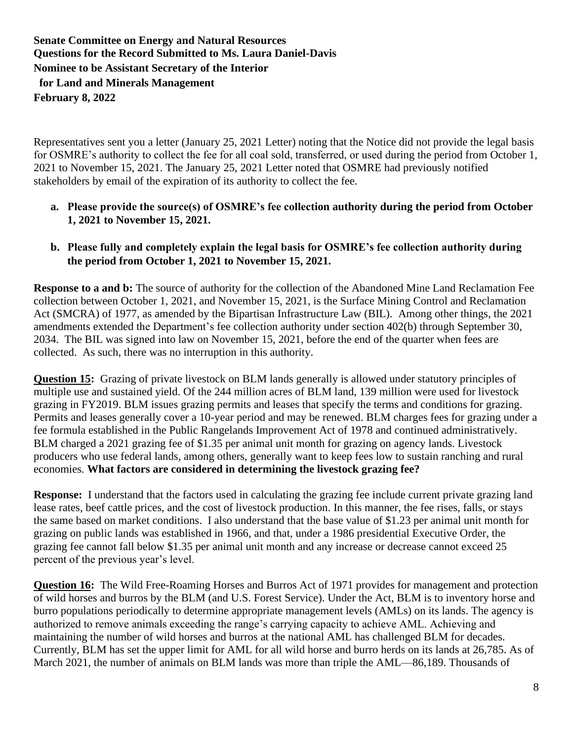**Senate Committee on Energy and Natural Resources**
**Questions for the Record Submitted to Ms. Laura Daniel-Davis**
**Nominee to be Assistant Secretary of the Interior for Land and Minerals Management**
**February 8, 2022**

Representatives sent you a letter (January 25, 2021 Letter) noting that the Notice did not provide the legal basis for OSMRE's authority to collect the fee for all coal sold, transferred, or used during the period from October 1, 2021 to November 15, 2021. The January 25, 2021 Letter noted that OSMRE had previously notified stakeholders by email of the expiration of its authority to collect the fee.

a. **Please provide the source(s) of OSMRE's fee collection authority during the period from October 1, 2021 to November 15, 2021.**

b. **Please fully and completely explain the legal basis for OSMRE's fee collection authority during the period from October 1, 2021 to November 15, 2021.**

**Response to a and b:** The source of authority for the collection of the Abandoned Mine Land Reclamation Fee collection between October 1, 2021, and November 15, 2021, is the Surface Mining Control and Reclamation Act (SMCRA) of 1977, as amended by the Bipartisan Infrastructure Law (BIL). Among other things, the 2021 amendments extended the Department's fee collection authority under section 402(b) through September 30, 2034. The BIL was signed into law on November 15, 2021, before the end of the quarter when fees are collected. As such, there was no interruption in this authority.

**Question 15:** Grazing of private livestock on BLM lands generally is allowed under statutory principles of multiple use and sustained yield. Of the 244 million acres of BLM land, 139 million were used for livestock grazing in FY2019. BLM issues grazing permits and leases that specify the terms and conditions for grazing. Permits and leases generally cover a 10-year period and may be renewed. BLM charges fees for grazing under a fee formula established in the Public Rangelands Improvement Act of 1978 and continued administratively. BLM charged a 2021 grazing fee of $1.35 per animal unit month for grazing on agency lands. Livestock producers who use federal lands, among others, generally want to keep fees low to sustain ranching and rural economies. **What factors are considered in determining the livestock grazing fee?**

**Response:** I understand that the factors used in calculating the grazing fee include current private grazing land lease rates, beef cattle prices, and the cost of livestock production. In this manner, the fee rises, falls, or stays the same based on market conditions. I also understand that the base value of $1.23 per animal unit month for grazing on public lands was established in 1966, and that, under a 1986 presidential Executive Order, the grazing fee cannot fall below $1.35 per animal unit month and any increase or decrease cannot exceed 25 percent of the previous year's level.

**Question 16:** The Wild Free-Roaming Horses and Burros Act of 1971 provides for management and protection of wild horses and burros by the BLM (and U.S. Forest Service). Under the Act, BLM is to inventory horse and burro populations periodically to determine appropriate management levels (AMLs) on its lands. The agency is authorized to remove animals exceeding the range's carrying capacity to achieve AML. Achieving and maintaining the number of wild horses and burros at the national AML has challenged BLM for decades. Currently, BLM has set the upper limit for AML for all wild horse and burro herds on its lands at 26,785. As of March 2021, the number of animals on BLM lands was more than triple the AML—86,189. Thousands of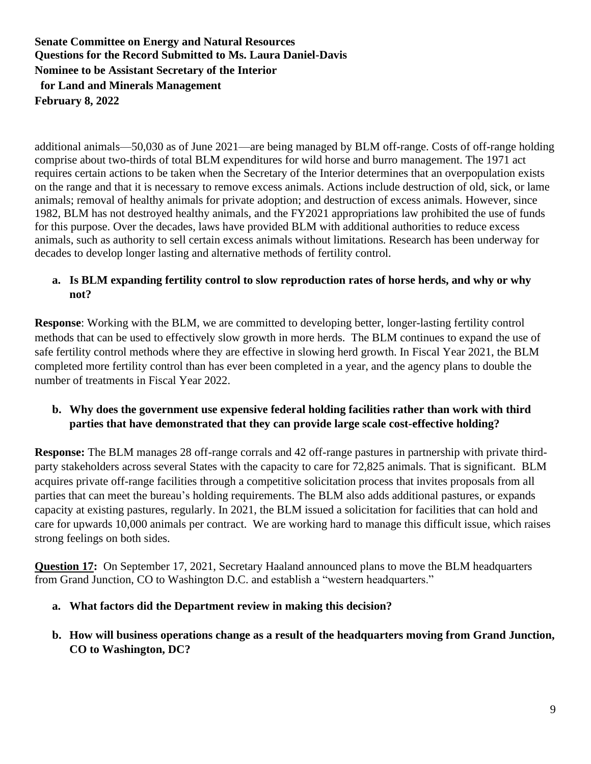additional animals—50,030 as of June 2021—are being managed by BLM off-range. Costs of off-range holding comprise about two-thirds of total BLM expenditures for wild horse and burro management. The 1971 act requires certain actions to be taken when the Secretary of the Interior determines that an overpopulation exists on the range and that it is necessary to remove excess animals. Actions include destruction of old, sick, or lame animals; removal of healthy animals for private adoption; and destruction of excess animals. However, since 1982, BLM has not destroyed healthy animals, and the FY2021 appropriations law prohibited the use of funds for this purpose. Over the decades, laws have provided BLM with additional authorities to reduce excess animals, such as authority to sell certain excess animals without limitations. Research has been underway for decades to develop longer lasting and alternative methods of fertility control.

**a. Is BLM expanding fertility control to slow reproduction rates of horse herds, and why or why not?**

**Response**: Working with the BLM, we are committed to developing better, longer-lasting fertility control methods that can be used to effectively slow growth in more herds. The BLM continues to expand the use of safe fertility control methods where they are effective in slowing herd growth. In Fiscal Year 2021, the BLM completed more fertility control than has ever been completed in a year, and the agency plans to double the number of treatments in Fiscal Year 2022.

**b. Why does the government use expensive federal holding facilities rather than work with third parties that have demonstrated that they can provide large scale cost-effective holding?**

**Response:** The BLM manages 28 off-range corrals and 42 off-range pastures in partnership with private third-party stakeholders across several States with the capacity to care for 72,825 animals. That is significant. BLM acquires private off-range facilities through a competitive solicitation process that invites proposals from all parties that can meet the bureau's holding requirements. The BLM also adds additional pastures, or expands capacity at existing pastures, regularly. In 2021, the BLM issued a solicitation for facilities that can hold and care for upwards 10,000 animals per contract. We are working hard to manage this difficult issue, which raises strong feelings on both sides.

**<u>Question 17:</u>** On September 17, 2021, Secretary Haaland announced plans to move the BLM headquarters from Grand Junction, CO to Washington D.C. and establish a "western headquarters."

**a. What factors did the Department review in making this decision?**

**b. How will business operations change as a result of the headquarters moving from Grand Junction, CO to Washington, DC?**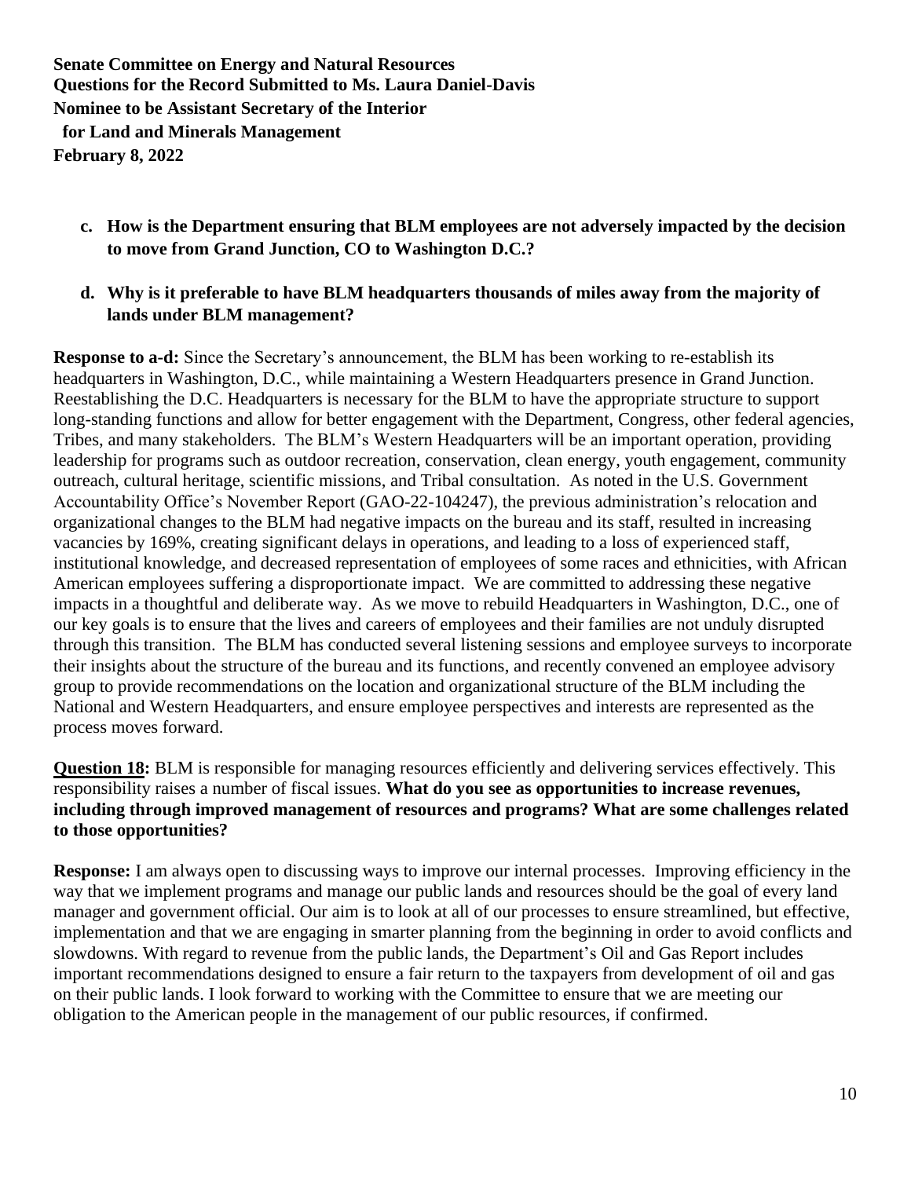**Senate Committee on Energy and Natural Resources**
**Questions for the Record Submitted to Ms. Laura Daniel-Davis**
**Nominee to be Assistant Secretary of the Interior**
**for Land and Minerals Management**
**February 8, 2022**

c. **How is the Department ensuring that BLM employees are not adversely impacted by the decision to move from Grand Junction, CO to Washington D.C.?**

d. **Why is it preferable to have BLM headquarters thousands of miles away from the majority of lands under BLM management?**

**Response to a-d:** Since the Secretary's announcement, the BLM has been working to re-establish its headquarters in Washington, D.C., while maintaining a Western Headquarters presence in Grand Junction. Reestablishing the D.C. Headquarters is necessary for the BLM to have the appropriate structure to support long-standing functions and allow for better engagement with the Department, Congress, other federal agencies, Tribes, and many stakeholders. The BLM's Western Headquarters will be an important operation, providing leadership for programs such as outdoor recreation, conservation, clean energy, youth engagement, community outreach, cultural heritage, scientific missions, and Tribal consultation. As noted in the U.S. Government Accountability Office's November Report (GAO-22-104247), the previous administration's relocation and organizational changes to the BLM had negative impacts on the bureau and its staff, resulted in increasing vacancies by 169%, creating significant delays in operations, and leading to a loss of experienced staff, institutional knowledge, and decreased representation of employees of some races and ethnicities, with African American employees suffering a disproportionate impact. We are committed to addressing these negative impacts in a thoughtful and deliberate way. As we move to rebuild Headquarters in Washington, D.C., one of our key goals is to ensure that the lives and careers of employees and their families are not unduly disrupted through this transition. The BLM has conducted several listening sessions and employee surveys to incorporate their insights about the structure of the bureau and its functions, and recently convened an employee advisory group to provide recommendations on the location and organizational structure of the BLM including the National and Western Headquarters, and ensure employee perspectives and interests are represented as the process moves forward.

**Question 18:** BLM is responsible for managing resources efficiently and delivering services effectively. This responsibility raises a number of fiscal issues. **What do you see as opportunities to increase revenues, including through improved management of resources and programs? What are some challenges related to those opportunities?**

**Response:** I am always open to discussing ways to improve our internal processes. Improving efficiency in the way that we implement programs and manage our public lands and resources should be the goal of every land manager and government official. Our aim is to look at all of our processes to ensure streamlined, but effective, implementation and that we are engaging in smarter planning from the beginning in order to avoid conflicts and slowdowns. With regard to revenue from the public lands, the Department's Oil and Gas Report includes important recommendations designed to ensure a fair return to the taxpayers from development of oil and gas on their public lands. I look forward to working with the Committee to ensure that we are meeting our obligation to the American people in the management of our public resources, if confirmed.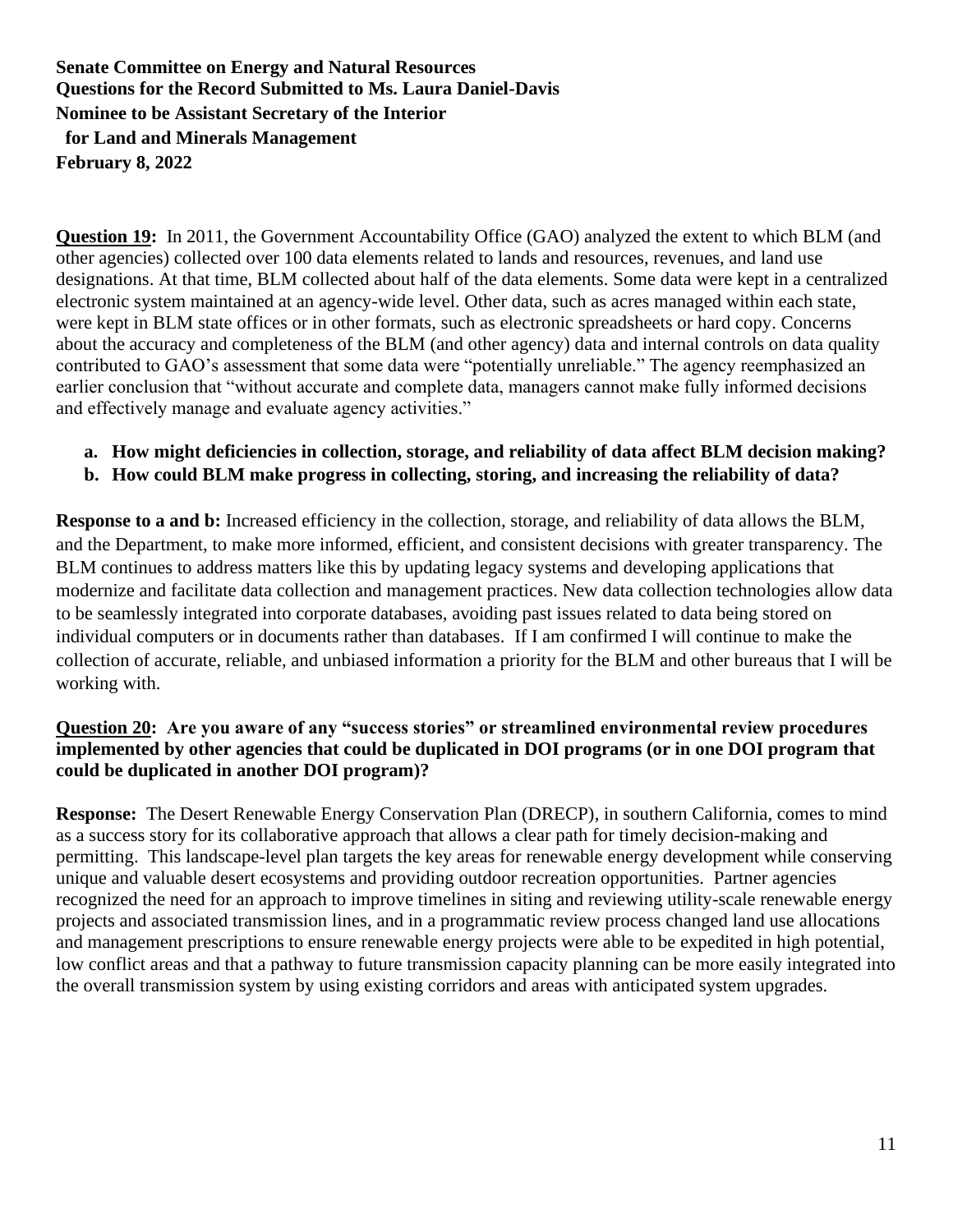**Senate Committee on Energy and Natural Resources**
**Questions for the Record Submitted to Ms. Laura Daniel-Davis**
**Nominee to be Assistant Secretary of the Interior**
**for Land and Minerals Management**
**February 8, 2022**

**Question 19:** In 2011, the Government Accountability Office (GAO) analyzed the extent to which BLM (and other agencies) collected over 100 data elements related to lands and resources, revenues, and land use designations. At that time, BLM collected about half of the data elements. Some data were kept in a centralized electronic system maintained at an agency-wide level. Other data, such as acres managed within each state, were kept in BLM state offices or in other formats, such as electronic spreadsheets or hard copy. Concerns about the accuracy and completeness of the BLM (and other agency) data and internal controls on data quality contributed to GAO's assessment that some data were "potentially unreliable." The agency reemphasized an earlier conclusion that "without accurate and complete data, managers cannot make fully informed decisions and effectively manage and evaluate agency activities."

- **a. How might deficiencies in collection, storage, and reliability of data affect BLM decision making?**
- **b. How could BLM make progress in collecting, storing, and increasing the reliability of data?**

**Response to a and b:** Increased efficiency in the collection, storage, and reliability of data allows the BLM, and the Department, to make more informed, efficient, and consistent decisions with greater transparency. The BLM continues to address matters like this by updating legacy systems and developing applications that modernize and facilitate data collection and management practices. New data collection technologies allow data to be seamlessly integrated into corporate databases, avoiding past issues related to data being stored on individual computers or in documents rather than databases. If I am confirmed I will continue to make the collection of accurate, reliable, and unbiased information a priority for the BLM and other bureaus that I will be working with.

**Question 20: Are you aware of any "success stories" or streamlined environmental review procedures implemented by other agencies that could be duplicated in DOI programs (or in one DOI program that could be duplicated in another DOI program)?**

**Response:** The Desert Renewable Energy Conservation Plan (DRECP), in southern California, comes to mind as a success story for its collaborative approach that allows a clear path for timely decision-making and permitting. This landscape-level plan targets the key areas for renewable energy development while conserving unique and valuable desert ecosystems and providing outdoor recreation opportunities. Partner agencies recognized the need for an approach to improve timelines in siting and reviewing utility-scale renewable energy projects and associated transmission lines, and in a programmatic review process changed land use allocations and management prescriptions to ensure renewable energy projects were able to be expedited in high potential, low conflict areas and that a pathway to future transmission capacity planning can be more easily integrated into the overall transmission system by using existing corridors and areas with anticipated system upgrades.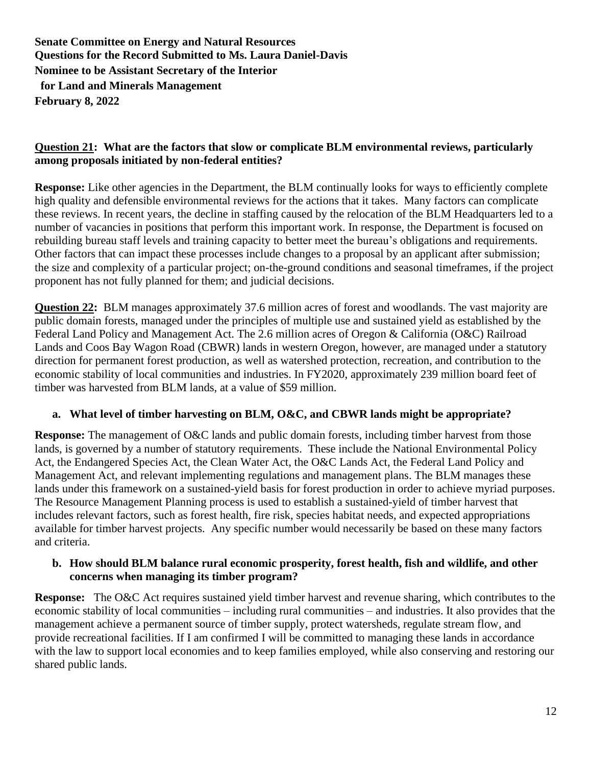**Senate Committee on Energy and Natural Resources**
**Questions for the Record Submitted to Ms. Laura Daniel-Davis**
**Nominee to be Assistant Secretary of the Interior**
**for Land and Minerals Management**
**February 8, 2022**

**Question 21: What are the factors that slow or complicate BLM environmental reviews, particularly among proposals initiated by non-federal entities?**

**Response:** Like other agencies in the Department, the BLM continually looks for ways to efficiently complete high quality and defensible environmental reviews for the actions that it takes. Many factors can complicate these reviews. In recent years, the decline in staffing caused by the relocation of the BLM Headquarters led to a number of vacancies in positions that perform this important work. In response, the Department is focused on rebuilding bureau staff levels and training capacity to better meet the bureau's obligations and requirements. Other factors that can impact these processes include changes to a proposal by an applicant after submission; the size and complexity of a particular project; on-the-ground conditions and seasonal timeframes, if the project proponent has not fully planned for them; and judicial decisions.

**Question 22:** BLM manages approximately 37.6 million acres of forest and woodlands. The vast majority are public domain forests, managed under the principles of multiple use and sustained yield as established by the Federal Land Policy and Management Act. The 2.6 million acres of Oregon & California (O&C) Railroad Lands and Coos Bay Wagon Road (CBWR) lands in western Oregon, however, are managed under a statutory direction for permanent forest production, as well as watershed protection, recreation, and contribution to the economic stability of local communities and industries. In FY2020, approximately 239 million board feet of timber was harvested from BLM lands, at a value of $59 million.

**a. What level of timber harvesting on BLM, O&C, and CBWR lands might be appropriate?**

**Response:** The management of O&C lands and public domain forests, including timber harvest from those lands, is governed by a number of statutory requirements. These include the National Environmental Policy Act, the Endangered Species Act, the Clean Water Act, the O&C Lands Act, the Federal Land Policy and Management Act, and relevant implementing regulations and management plans. The BLM manages these lands under this framework on a sustained-yield basis for forest production in order to achieve myriad purposes. The Resource Management Planning process is used to establish a sustained-yield of timber harvest that includes relevant factors, such as forest health, fire risk, species habitat needs, and expected appropriations available for timber harvest projects. Any specific number would necessarily be based on these many factors and criteria.

**b. How should BLM balance rural economic prosperity, forest health, fish and wildlife, and other concerns when managing its timber program?**

**Response:** The O&C Act requires sustained yield timber harvest and revenue sharing, which contributes to the economic stability of local communities – including rural communities – and industries. It also provides that the management achieve a permanent source of timber supply, protect watersheds, regulate stream flow, and provide recreational facilities. If I am confirmed I will be committed to managing these lands in accordance with the law to support local economies and to keep families employed, while also conserving and restoring our shared public lands.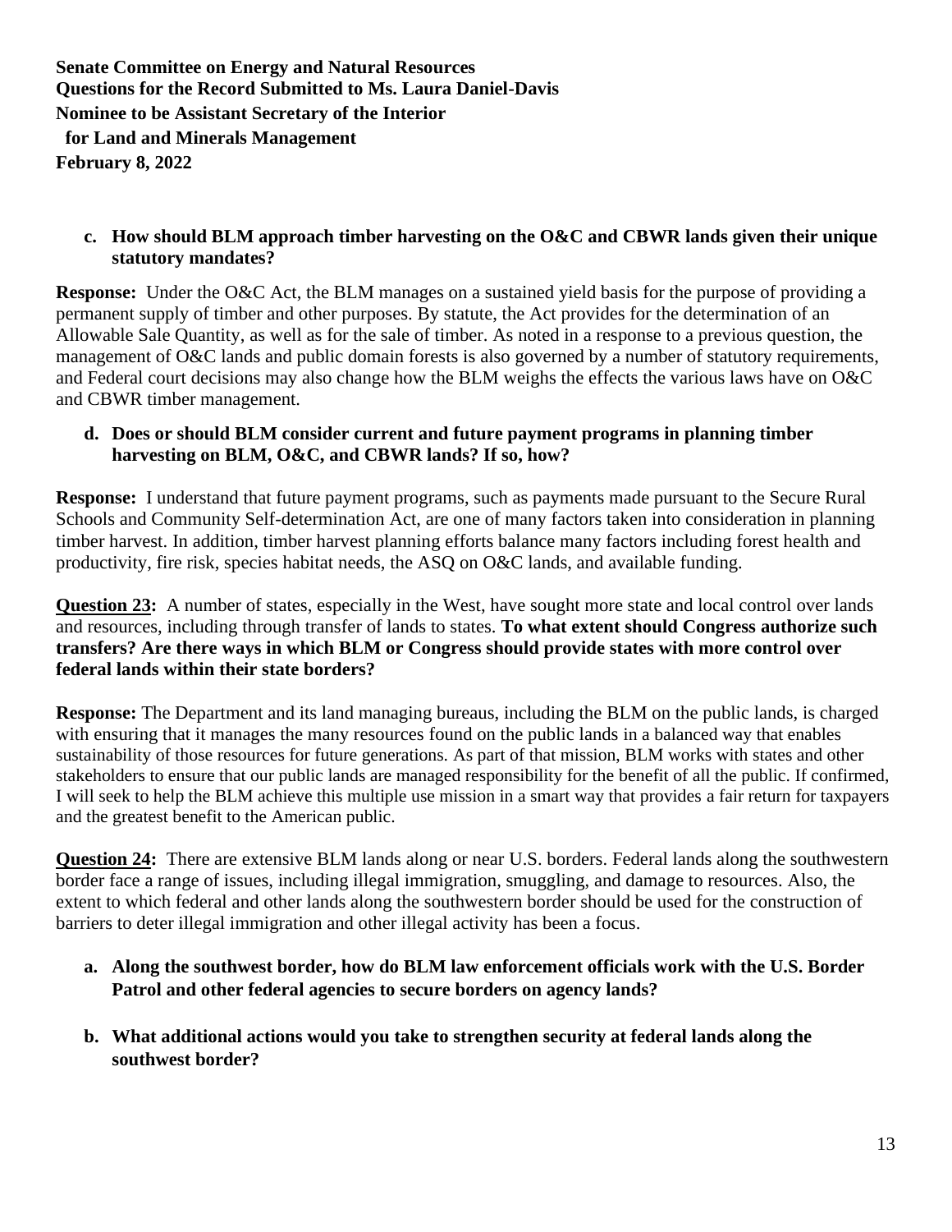c. **How should BLM approach timber harvesting on the O&C and CBWR lands given their unique statutory mandates?**

**Response:** Under the O&C Act, the BLM manages on a sustained yield basis for the purpose of providing a permanent supply of timber and other purposes. By statute, the Act provides for the determination of an Allowable Sale Quantity, as well as for the sale of timber. As noted in a response to a previous question, the management of O&C lands and public domain forests is also governed by a number of statutory requirements, and Federal court decisions may also change how the BLM weighs the effects the various laws have on O&C and CBWR timber management.

d. **Does or should BLM consider current and future payment programs in planning timber harvesting on BLM, O&C, and CBWR lands? If so, how?**

**Response:** I understand that future payment programs, such as payments made pursuant to the Secure Rural Schools and Community Self-determination Act, are one of many factors taken into consideration in planning timber harvest. In addition, timber harvest planning efforts balance many factors including forest health and productivity, fire risk, species habitat needs, the ASQ on O&C lands, and available funding.

**Question 23:** A number of states, especially in the West, have sought more state and local control over lands and resources, including through transfer of lands to states. **To what extent should Congress authorize such transfers? Are there ways in which BLM or Congress should provide states with more control over federal lands within their state borders?**

**Response:** The Department and its land managing bureaus, including the BLM on the public lands, is charged with ensuring that it manages the many resources found on the public lands in a balanced way that enables sustainability of those resources for future generations. As part of that mission, BLM works with states and other stakeholders to ensure that our public lands are managed responsibility for the benefit of all the public. If confirmed, I will seek to help the BLM achieve this multiple use mission in a smart way that provides a fair return for taxpayers and the greatest benefit to the American public.

**Question 24:** There are extensive BLM lands along or near U.S. borders. Federal lands along the southwestern border face a range of issues, including illegal immigration, smuggling, and damage to resources. Also, the extent to which federal and other lands along the southwestern border should be used for the construction of barriers to deter illegal immigration and other illegal activity has been a focus.

a. **Along the southwest border, how do BLM law enforcement officials work with the U.S. Border Patrol and other federal agencies to secure borders on agency lands?**

b. **What additional actions would you take to strengthen security at federal lands along the southwest border?**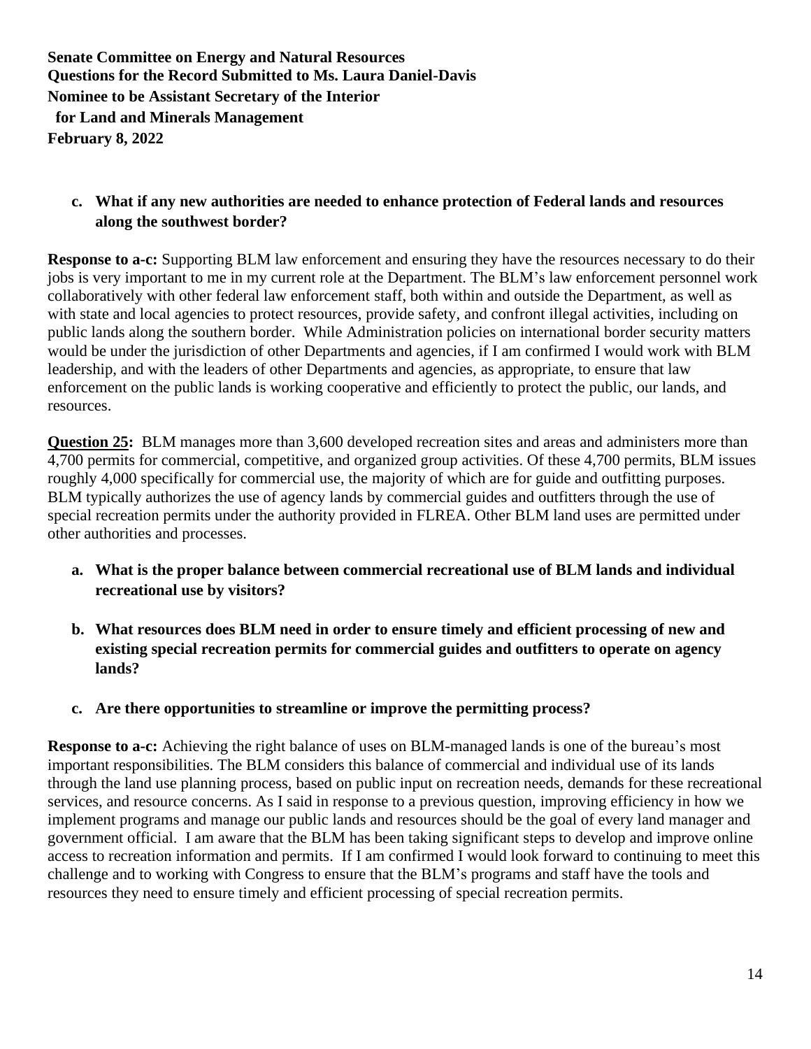**Senate Committee on Energy and Natural Resources**
**Questions for the Record Submitted to Ms. Laura Daniel-Davis**
**Nominee to be Assistant Secretary of the Interior**
**for Land and Minerals Management**
**February 8, 2022**

c. **What if any new authorities are needed to enhance protection of Federal lands and resources along the southwest border?**

**Response to a-c:** Supporting BLM law enforcement and ensuring they have the resources necessary to do their jobs is very important to me in my current role at the Department. The BLM's law enforcement personnel work collaboratively with other federal law enforcement staff, both within and outside the Department, as well as with state and local agencies to protect resources, provide safety, and confront illegal activities, including on public lands along the southern border. While Administration policies on international border security matters would be under the jurisdiction of other Departments and agencies, if I am confirmed I would work with BLM leadership, and with the leaders of other Departments and agencies, as appropriate, to ensure that law enforcement on the public lands is working cooperative and efficiently to protect the public, our lands, and resources.

**Question 25:** BLM manages more than 3,600 developed recreation sites and areas and administers more than 4,700 permits for commercial, competitive, and organized group activities. Of these 4,700 permits, BLM issues roughly 4,000 specifically for commercial use, the majority of which are for guide and outfitting purposes. BLM typically authorizes the use of agency lands by commercial guides and outfitters through the use of special recreation permits under the authority provided in FLREA. Other BLM land uses are permitted under other authorities and processes.

a. **What is the proper balance between commercial recreational use of BLM lands and individual recreational use by visitors?**

b. **What resources does BLM need in order to ensure timely and efficient processing of new and existing special recreation permits for commercial guides and outfitters to operate on agency lands?**

c. **Are there opportunities to streamline or improve the permitting process?**

**Response to a-c:** Achieving the right balance of uses on BLM-managed lands is one of the bureau's most important responsibilities. The BLM considers this balance of commercial and individual use of its lands through the land use planning process, based on public input on recreation needs, demands for these recreational services, and resource concerns. As I said in response to a previous question, improving efficiency in how we implement programs and manage our public lands and resources should be the goal of every land manager and government official. I am aware that the BLM has been taking significant steps to develop and improve online access to recreation information and permits. If I am confirmed I would look forward to continuing to meet this challenge and to working with Congress to ensure that the BLM's programs and staff have the tools and resources they need to ensure timely and efficient processing of special recreation permits.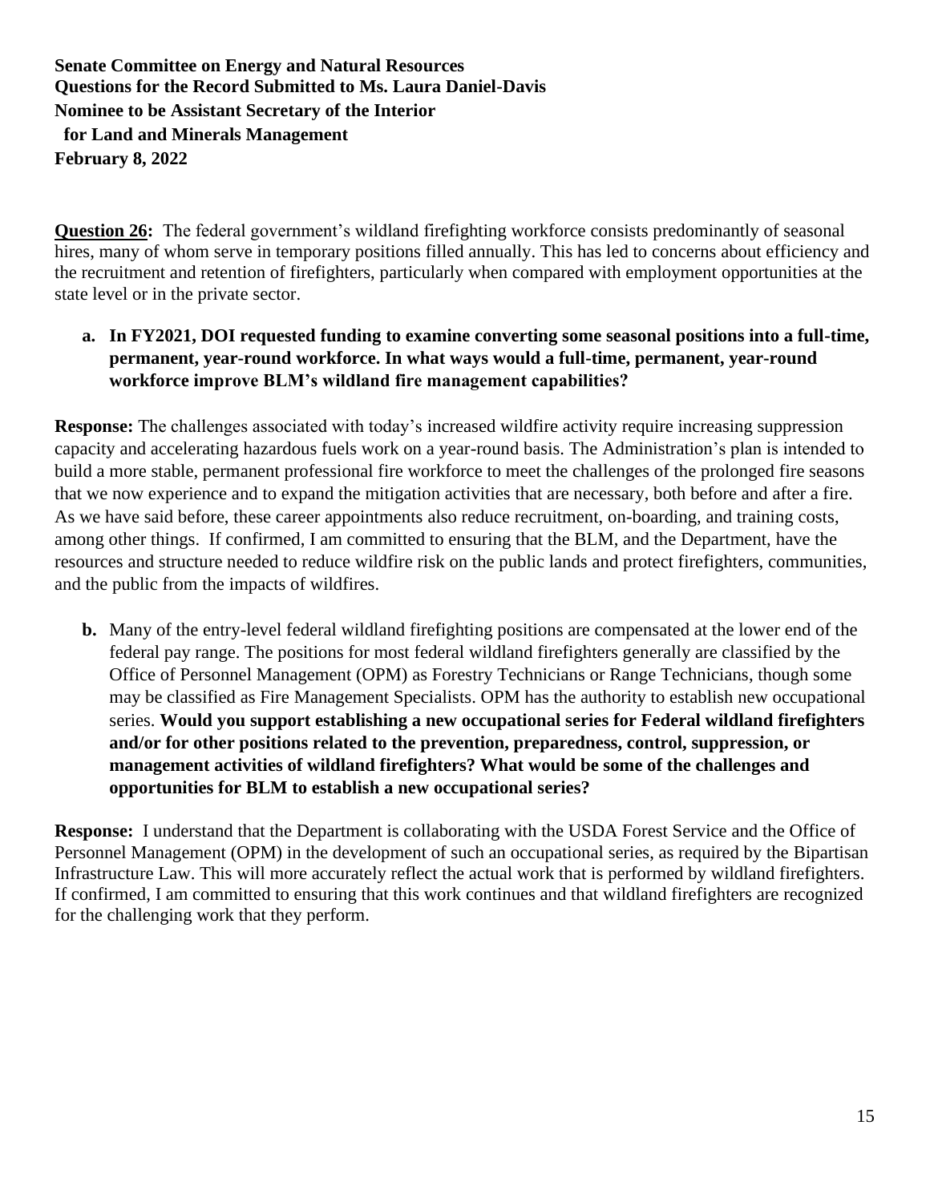**Senate Committee on Energy and Natural Resources**
**Questions for the Record Submitted to Ms. Laura Daniel-Davis**
**Nominee to be Assistant Secretary of the Interior**
**for Land and Minerals Management**
**February 8, 2022**

**Question 26:** The federal government's wildland firefighting workforce consists predominantly of seasonal hires, many of whom serve in temporary positions filled annually. This has led to concerns about efficiency and the recruitment and retention of firefighters, particularly when compared with employment opportunities at the state level or in the private sector.

**a. In FY2021, DOI requested funding to examine converting some seasonal positions into a full-time, permanent, year-round workforce. In what ways would a full-time, permanent, year-round workforce improve BLM's wildland fire management capabilities?**

**Response:** The challenges associated with today's increased wildfire activity require increasing suppression capacity and accelerating hazardous fuels work on a year-round basis. The Administration's plan is intended to build a more stable, permanent professional fire workforce to meet the challenges of the prolonged fire seasons that we now experience and to expand the mitigation activities that are necessary, both before and after a fire. As we have said before, these career appointments also reduce recruitment, on-boarding, and training costs, among other things. If confirmed, I am committed to ensuring that the BLM, and the Department, have the resources and structure needed to reduce wildfire risk on the public lands and protect firefighters, communities, and the public from the impacts of wildfires.

**b.** Many of the entry-level federal wildland firefighting positions are compensated at the lower end of the federal pay range. The positions for most federal wildland firefighters generally are classified by the Office of Personnel Management (OPM) as Forestry Technicians or Range Technicians, though some may be classified as Fire Management Specialists. OPM has the authority to establish new occupational series. **Would you support establishing a new occupational series for Federal wildland firefighters and/or for other positions related to the prevention, preparedness, control, suppression, or management activities of wildland firefighters? What would be some of the challenges and opportunities for BLM to establish a new occupational series?**

**Response:** I understand that the Department is collaborating with the USDA Forest Service and the Office of Personnel Management (OPM) in the development of such an occupational series, as required by the Bipartisan Infrastructure Law. This will more accurately reflect the actual work that is performed by wildland firefighters. If confirmed, I am committed to ensuring that this work continues and that wildland firefighters are recognized for the challenging work that they perform.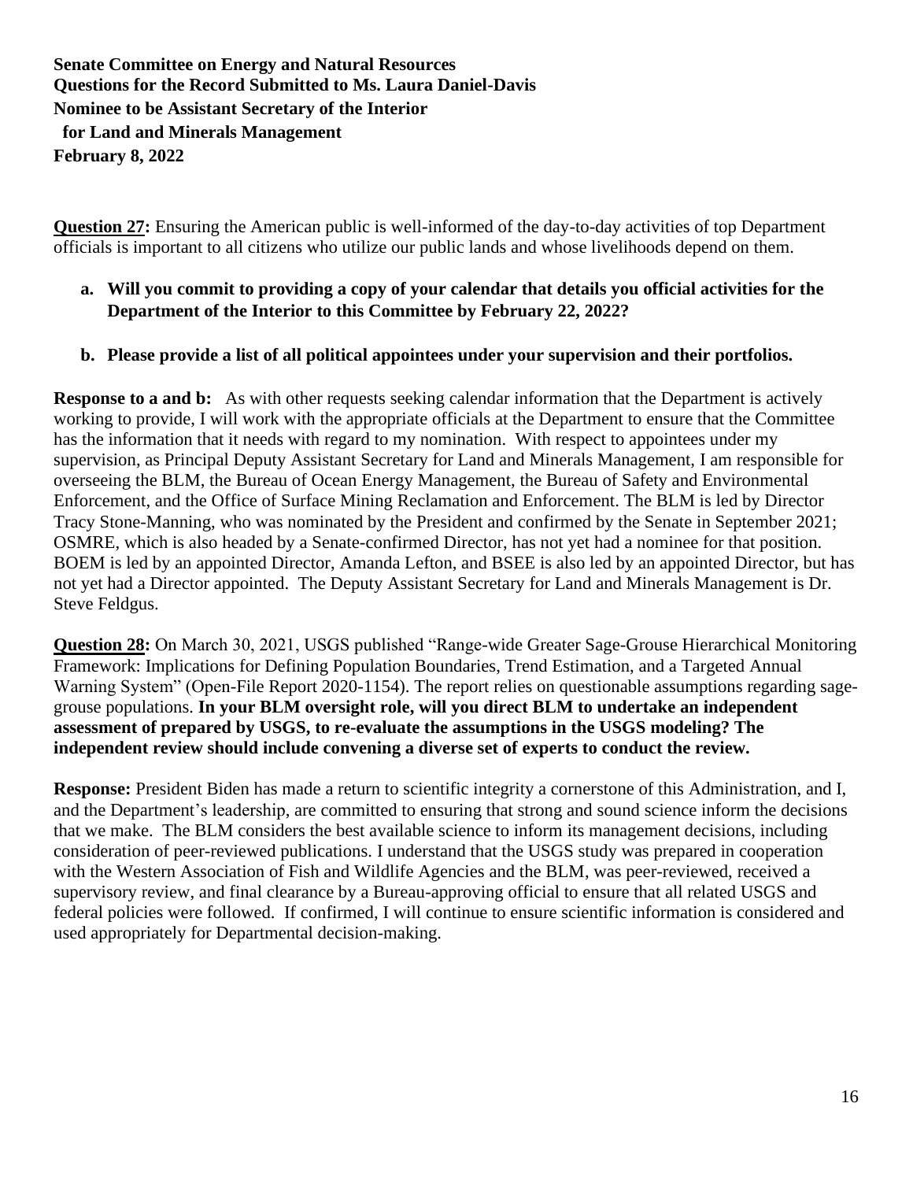**Senate Committee on Energy and Natural Resources**
**Questions for the Record Submitted to Ms. Laura Daniel-Davis**
**Nominee to be Assistant Secretary of the Interior**
**for Land and Minerals Management**
**February 8, 2022**

**Question 27:** Ensuring the American public is well-informed of the day-to-day activities of top Department officials is important to all citizens who utilize our public lands and whose livelihoods depend on them.

a. **Will you commit to providing a copy of your calendar that details you official activities for the Department of the Interior to this Committee by February 22, 2022?**

b. **Please provide a list of all political appointees under your supervision and their portfolios.**

**Response to a and b:** As with other requests seeking calendar information that the Department is actively working to provide, I will work with the appropriate officials at the Department to ensure that the Committee has the information that it needs with regard to my nomination. With respect to appointees under my supervision, as Principal Deputy Assistant Secretary for Land and Minerals Management, I am responsible for overseeing the BLM, the Bureau of Ocean Energy Management, the Bureau of Safety and Environmental Enforcement, and the Office of Surface Mining Reclamation and Enforcement. The BLM is led by Director Tracy Stone-Manning, who was nominated by the President and confirmed by the Senate in September 2021; OSMRE, which is also headed by a Senate-confirmed Director, has not yet had a nominee for that position. BOEM is led by an appointed Director, Amanda Lefton, and BSEE is also led by an appointed Director, but has not yet had a Director appointed. The Deputy Assistant Secretary for Land and Minerals Management is Dr. Steve Feldgus.

**Question 28:** On March 30, 2021, USGS published "Range-wide Greater Sage-Grouse Hierarchical Monitoring Framework: Implications for Defining Population Boundaries, Trend Estimation, and a Targeted Annual Warning System" (Open-File Report 2020-1154). The report relies on questionable assumptions regarding sage-grouse populations. **In your BLM oversight role, will you direct BLM to undertake an independent assessment of prepared by USGS, to re-evaluate the assumptions in the USGS modeling? The independent review should include convening a diverse set of experts to conduct the review.**

**Response:** President Biden has made a return to scientific integrity a cornerstone of this Administration, and I, and the Department's leadership, are committed to ensuring that strong and sound science inform the decisions that we make. The BLM considers the best available science to inform its management decisions, including consideration of peer-reviewed publications. I understand that the USGS study was prepared in cooperation with the Western Association of Fish and Wildlife Agencies and the BLM, was peer-reviewed, received a supervisory review, and final clearance by a Bureau-approving official to ensure that all related USGS and federal policies were followed. If confirmed, I will continue to ensure scientific information is considered and used appropriately for Departmental decision-making.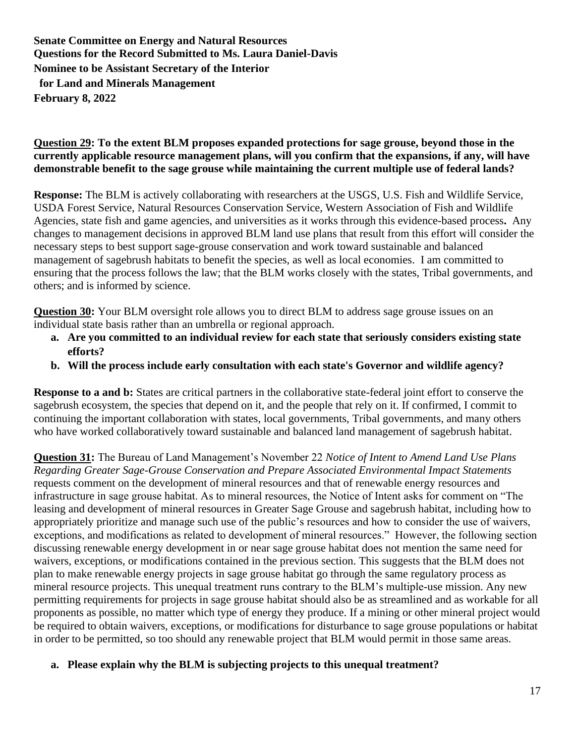**Senate Committee on Energy and Natural Resources**
**Questions for the Record Submitted to Ms. Laura Daniel-Davis**
**Nominee to be Assistant Secretary of the Interior**
**for Land and Minerals Management**
**February 8, 2022**

**Question 29: To the extent BLM proposes expanded protections for sage grouse, beyond those in the currently applicable resource management plans, will you confirm that the expansions, if any, will have demonstrable benefit to the sage grouse while maintaining the current multiple use of federal lands?**

**Response:** The BLM is actively collaborating with researchers at the USGS, U.S. Fish and Wildlife Service, USDA Forest Service, Natural Resources Conservation Service, Western Association of Fish and Wildlife Agencies, state fish and game agencies, and universities as it works through this evidence-based process**.** Any changes to management decisions in approved BLM land use plans that result from this effort will consider the necessary steps to best support sage-grouse conservation and work toward sustainable and balanced management of sagebrush habitats to benefit the species, as well as local economies. I am committed to ensuring that the process follows the law; that the BLM works closely with the states, Tribal governments, and others; and is informed by science.

**Question 30:** Your BLM oversight role allows you to direct BLM to address sage grouse issues on an individual state basis rather than an umbrella or regional approach.

- **a. Are you committed to an individual review for each state that seriously considers existing state efforts?**
- **b. Will the process include early consultation with each state's Governor and wildlife agency?**

**Response to a and b:** States are critical partners in the collaborative state-federal joint effort to conserve the sagebrush ecosystem, the species that depend on it, and the people that rely on it. If confirmed, I commit to continuing the important collaboration with states, local governments, Tribal governments, and many others who have worked collaboratively toward sustainable and balanced land management of sagebrush habitat.

**Question 31:** The Bureau of Land Management's November 22 *Notice of Intent to Amend Land Use Plans Regarding Greater Sage-Grouse Conservation and Prepare Associated Environmental Impact Statements* requests comment on the development of mineral resources and that of renewable energy resources and infrastructure in sage grouse habitat. As to mineral resources, the Notice of Intent asks for comment on "The leasing and development of mineral resources in Greater Sage Grouse and sagebrush habitat, including how to appropriately prioritize and manage such use of the public's resources and how to consider the use of waivers, exceptions, and modifications as related to development of mineral resources." However, the following section discussing renewable energy development in or near sage grouse habitat does not mention the same need for waivers, exceptions, or modifications contained in the previous section. This suggests that the BLM does not plan to make renewable energy projects in sage grouse habitat go through the same regulatory process as mineral resource projects. This unequal treatment runs contrary to the BLM's multiple-use mission. Any new permitting requirements for projects in sage grouse habitat should also be as streamlined and as workable for all proponents as possible, no matter which type of energy they produce. If a mining or other mineral project would be required to obtain waivers, exceptions, or modifications for disturbance to sage grouse populations or habitat in order to be permitted, so too should any renewable project that BLM would permit in those same areas.

- **a. Please explain why the BLM is subjecting projects to this unequal treatment?**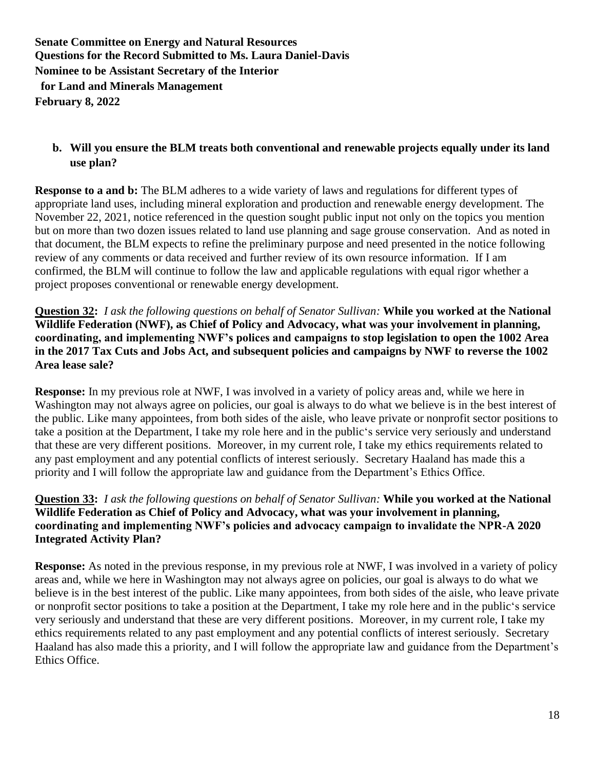**Senate Committee on Energy and Natural Resources**
**Questions for the Record Submitted to Ms. Laura Daniel-Davis**
**Nominee to be Assistant Secretary of the Interior**
**for Land and Minerals Management**
**February 8, 2022**

**b. Will you ensure the BLM treats both conventional and renewable projects equally under its land use plan?**

**Response to a and b:** The BLM adheres to a wide variety of laws and regulations for different types of appropriate land uses, including mineral exploration and production and renewable energy development. The November 22, 2021, notice referenced in the question sought public input not only on the topics you mention but on more than two dozen issues related to land use planning and sage grouse conservation. And as noted in that document, the BLM expects to refine the preliminary purpose and need presented in the notice following review of any comments or data received and further review of its own resource information. If I am confirmed, the BLM will continue to follow the law and applicable regulations with equal rigor whether a project proposes conventional or renewable energy development.

**Question 32:** *I ask the following questions on behalf of Senator Sullivan:* **While you worked at the National Wildlife Federation (NWF), as Chief of Policy and Advocacy, what was your involvement in planning, coordinating, and implementing NWF's polices and campaigns to stop legislation to open the 1002 Area in the 2017 Tax Cuts and Jobs Act, and subsequent policies and campaigns by NWF to reverse the 1002 Area lease sale?**

**Response:** In my previous role at NWF, I was involved in a variety of policy areas and, while we here in Washington may not always agree on policies, our goal is always to do what we believe is in the best interest of the public. Like many appointees, from both sides of the aisle, who leave private or nonprofit sector positions to take a position at the Department, I take my role here and in the public's service very seriously and understand that these are very different positions. Moreover, in my current role, I take my ethics requirements related to any past employment and any potential conflicts of interest seriously. Secretary Haaland has made this a priority and I will follow the appropriate law and guidance from the Department's Ethics Office.

**Question 33:** *I ask the following questions on behalf of Senator Sullivan:* **While you worked at the National Wildlife Federation as Chief of Policy and Advocacy, what was your involvement in planning, coordinating and implementing NWF's policies and advocacy campaign to invalidate the NPR-A 2020 Integrated Activity Plan?**

**Response:** As noted in the previous response, in my previous role at NWF, I was involved in a variety of policy areas and, while we here in Washington may not always agree on policies, our goal is always to do what we believe is in the best interest of the public. Like many appointees, from both sides of the aisle, who leave private or nonprofit sector positions to take a position at the Department, I take my role here and in the public's service very seriously and understand that these are very different positions. Moreover, in my current role, I take my ethics requirements related to any past employment and any potential conflicts of interest seriously. Secretary Haaland has also made this a priority, and I will follow the appropriate law and guidance from the Department's Ethics Office.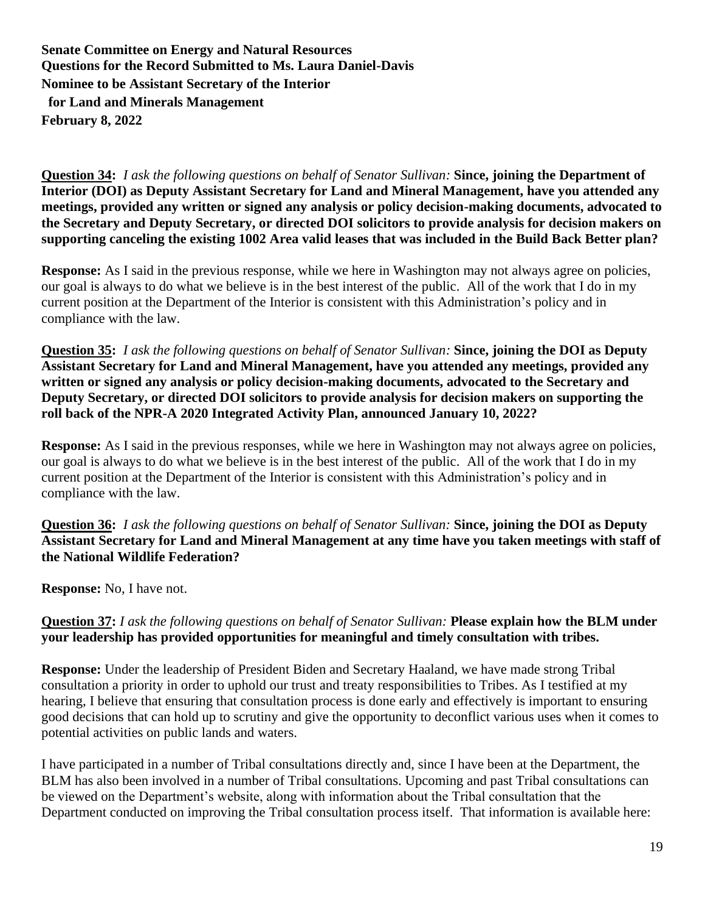**Senate Committee on Energy and Natural Resources**
**Questions for the Record Submitted to Ms. Laura Daniel-Davis**
**Nominee to be Assistant Secretary of the Interior**
**for Land and Minerals Management**
**February 8, 2022**

**Question 34:** *I ask the following questions on behalf of Senator Sullivan:* **Since, joining the Department of Interior (DOI) as Deputy Assistant Secretary for Land and Mineral Management, have you attended any meetings, provided any written or signed any analysis or policy decision-making documents, advocated to the Secretary and Deputy Secretary, or directed DOI solicitors to provide analysis for decision makers on supporting canceling the existing 1002 Area valid leases that was included in the Build Back Better plan?**

**Response:** As I said in the previous response, while we here in Washington may not always agree on policies, our goal is always to do what we believe is in the best interest of the public. All of the work that I do in my current position at the Department of the Interior is consistent with this Administration's policy and in compliance with the law.

**Question 35:** *I ask the following questions on behalf of Senator Sullivan:* **Since, joining the DOI as Deputy Assistant Secretary for Land and Mineral Management, have you attended any meetings, provided any written or signed any analysis or policy decision-making documents, advocated to the Secretary and Deputy Secretary, or directed DOI solicitors to provide analysis for decision makers on supporting the roll back of the NPR-A 2020 Integrated Activity Plan, announced January 10, 2022?**

**Response:** As I said in the previous responses, while we here in Washington may not always agree on policies, our goal is always to do what we believe is in the best interest of the public. All of the work that I do in my current position at the Department of the Interior is consistent with this Administration's policy and in compliance with the law.

**Question 36:** *I ask the following questions on behalf of Senator Sullivan:* **Since, joining the DOI as Deputy Assistant Secretary for Land and Mineral Management at any time have you taken meetings with staff of the National Wildlife Federation?**

**Response:** No, I have not.

**Question 37:** *I ask the following questions on behalf of Senator Sullivan:* **Please explain how the BLM under your leadership has provided opportunities for meaningful and timely consultation with tribes.**

**Response:** Under the leadership of President Biden and Secretary Haaland, we have made strong Tribal consultation a priority in order to uphold our trust and treaty responsibilities to Tribes. As I testified at my hearing, I believe that ensuring that consultation process is done early and effectively is important to ensuring good decisions that can hold up to scrutiny and give the opportunity to deconflict various uses when it comes to potential activities on public lands and waters.

I have participated in a number of Tribal consultations directly and, since I have been at the Department, the BLM has also been involved in a number of Tribal consultations. Upcoming and past Tribal consultations can be viewed on the Department's website, along with information about the Tribal consultation that the Department conducted on improving the Tribal consultation process itself. That information is available here: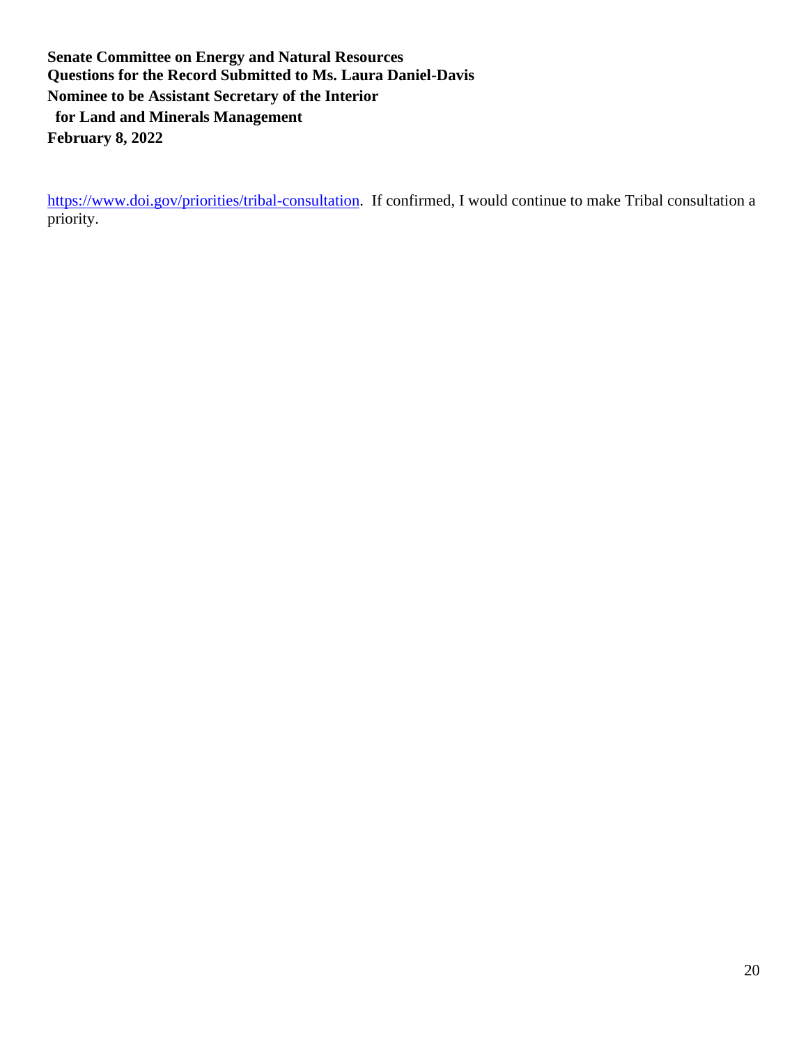https://www.doi.gov/priorities/tribal-consultation. If confirmed, I would continue to make Tribal consultation a priority.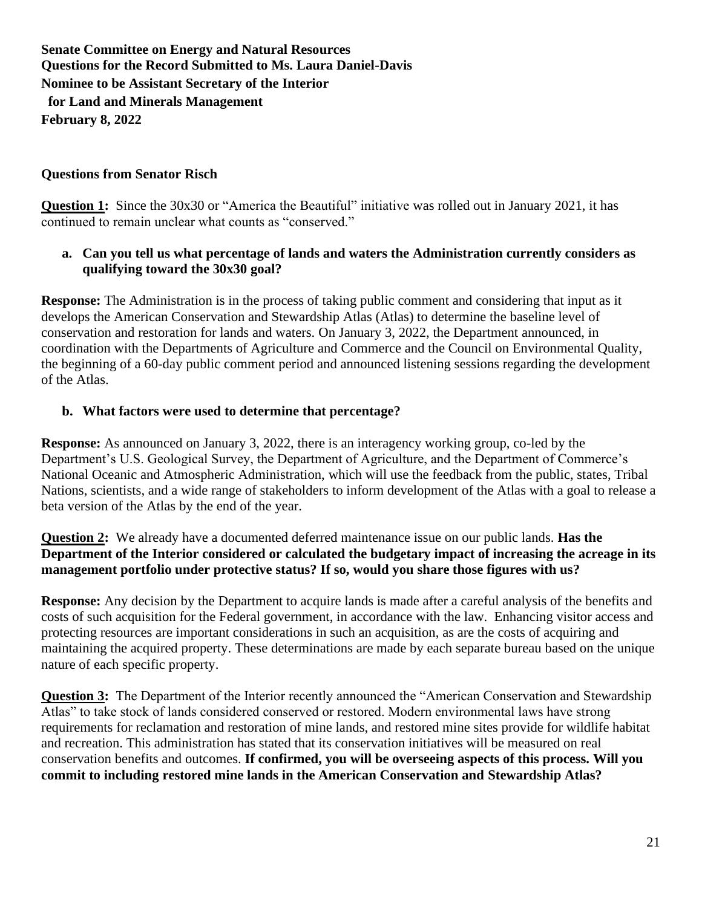**Senate Committee on Energy and Natural Resources**
**Questions for the Record Submitted to Ms. Laura Daniel-Davis**
**Nominee to be Assistant Secretary of the Interior**
**for Land and Minerals Management**
**February 8, 2022**

**Questions from Senator Risch**

**Question 1:** Since the 30x30 or "America the Beautiful" initiative was rolled out in January 2021, it has continued to remain unclear what counts as "conserved."

**a. Can you tell us what percentage of lands and waters the Administration currently considers as qualifying toward the 30x30 goal?**

**Response:** The Administration is in the process of taking public comment and considering that input as it develops the American Conservation and Stewardship Atlas (Atlas) to determine the baseline level of conservation and restoration for lands and waters. On January 3, 2022, the Department announced, in coordination with the Departments of Agriculture and Commerce and the Council on Environmental Quality, the beginning of a 60-day public comment period and announced listening sessions regarding the development of the Atlas.

**b. What factors were used to determine that percentage?**

**Response:** As announced on January 3, 2022, there is an interagency working group, co-led by the Department's U.S. Geological Survey, the Department of Agriculture, and the Department of Commerce's National Oceanic and Atmospheric Administration, which will use the feedback from the public, states, Tribal Nations, scientists, and a wide range of stakeholders to inform development of the Atlas with a goal to release a beta version of the Atlas by the end of the year.

**Question 2:** We already have a documented deferred maintenance issue on our public lands. **Has the Department of the Interior considered or calculated the budgetary impact of increasing the acreage in its management portfolio under protective status? If so, would you share those figures with us?**

**Response:** Any decision by the Department to acquire lands is made after a careful analysis of the benefits and costs of such acquisition for the Federal government, in accordance with the law. Enhancing visitor access and protecting resources are important considerations in such an acquisition, as are the costs of acquiring and maintaining the acquired property. These determinations are made by each separate bureau based on the unique nature of each specific property.

**Question 3:** The Department of the Interior recently announced the "American Conservation and Stewardship Atlas" to take stock of lands considered conserved or restored. Modern environmental laws have strong requirements for reclamation and restoration of mine lands, and restored mine sites provide for wildlife habitat and recreation. This administration has stated that its conservation initiatives will be measured on real conservation benefits and outcomes. **If confirmed, you will be overseeing aspects of this process. Will you commit to including restored mine lands in the American Conservation and Stewardship Atlas?**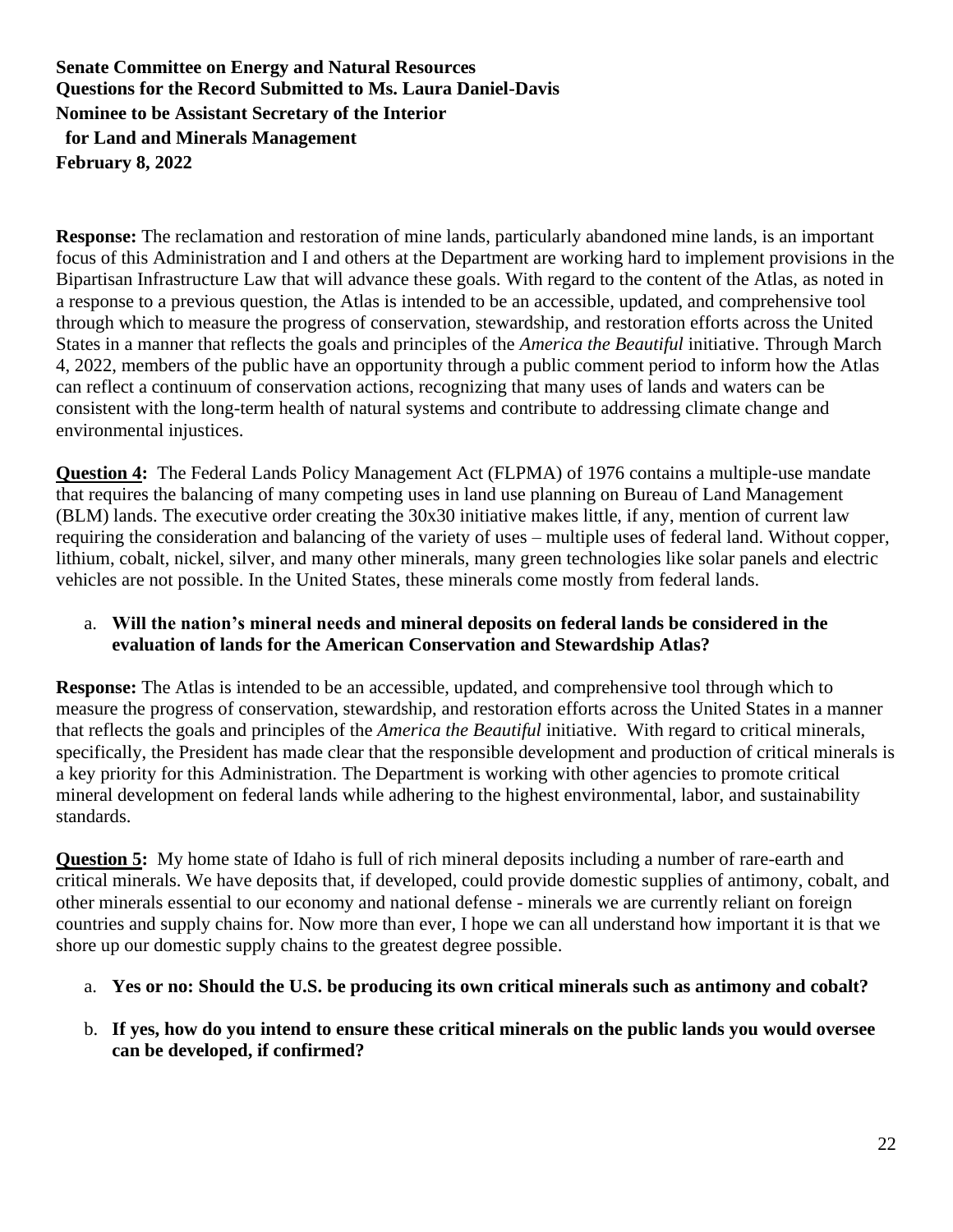**Response:** The reclamation and restoration of mine lands, particularly abandoned mine lands, is an important focus of this Administration and I and others at the Department are working hard to implement provisions in the Bipartisan Infrastructure Law that will advance these goals. With regard to the content of the Atlas, as noted in a response to a previous question, the Atlas is intended to be an accessible, updated, and comprehensive tool through which to measure the progress of conservation, stewardship, and restoration efforts across the United States in a manner that reflects the goals and principles of the *America the Beautiful* initiative. Through March 4, 2022, members of the public have an opportunity through a public comment period to inform how the Atlas can reflect a continuum of conservation actions, recognizing that many uses of lands and waters can be consistent with the long-term health of natural systems and contribute to addressing climate change and environmental injustices.

**Question 4:** The Federal Lands Policy Management Act (FLPMA) of 1976 contains a multiple-use mandate that requires the balancing of many competing uses in land use planning on Bureau of Land Management (BLM) lands. The executive order creating the 30x30 initiative makes little, if any, mention of current law requiring the consideration and balancing of the variety of uses – multiple uses of federal land. Without copper, lithium, cobalt, nickel, silver, and many other minerals, many green technologies like solar panels and electric vehicles are not possible. In the United States, these minerals come mostly from federal lands.

a. **Will the nation's mineral needs and mineral deposits on federal lands be considered in the evaluation of lands for the American Conservation and Stewardship Atlas?**

**Response:** The Atlas is intended to be an accessible, updated, and comprehensive tool through which to measure the progress of conservation, stewardship, and restoration efforts across the United States in a manner that reflects the goals and principles of the *America the Beautiful* initiative. With regard to critical minerals, specifically, the President has made clear that the responsible development and production of critical minerals is a key priority for this Administration. The Department is working with other agencies to promote critical mineral development on federal lands while adhering to the highest environmental, labor, and sustainability standards.

**Question 5:** My home state of Idaho is full of rich mineral deposits including a number of rare-earth and critical minerals. We have deposits that, if developed, could provide domestic supplies of antimony, cobalt, and other minerals essential to our economy and national defense - minerals we are currently reliant on foreign countries and supply chains for. Now more than ever, I hope we can all understand how important it is that we shore up our domestic supply chains to the greatest degree possible.

a. **Yes or no: Should the U.S. be producing its own critical minerals such as antimony and cobalt?**

b. **If yes, how do you intend to ensure these critical minerals on the public lands you would oversee can be developed, if confirmed?**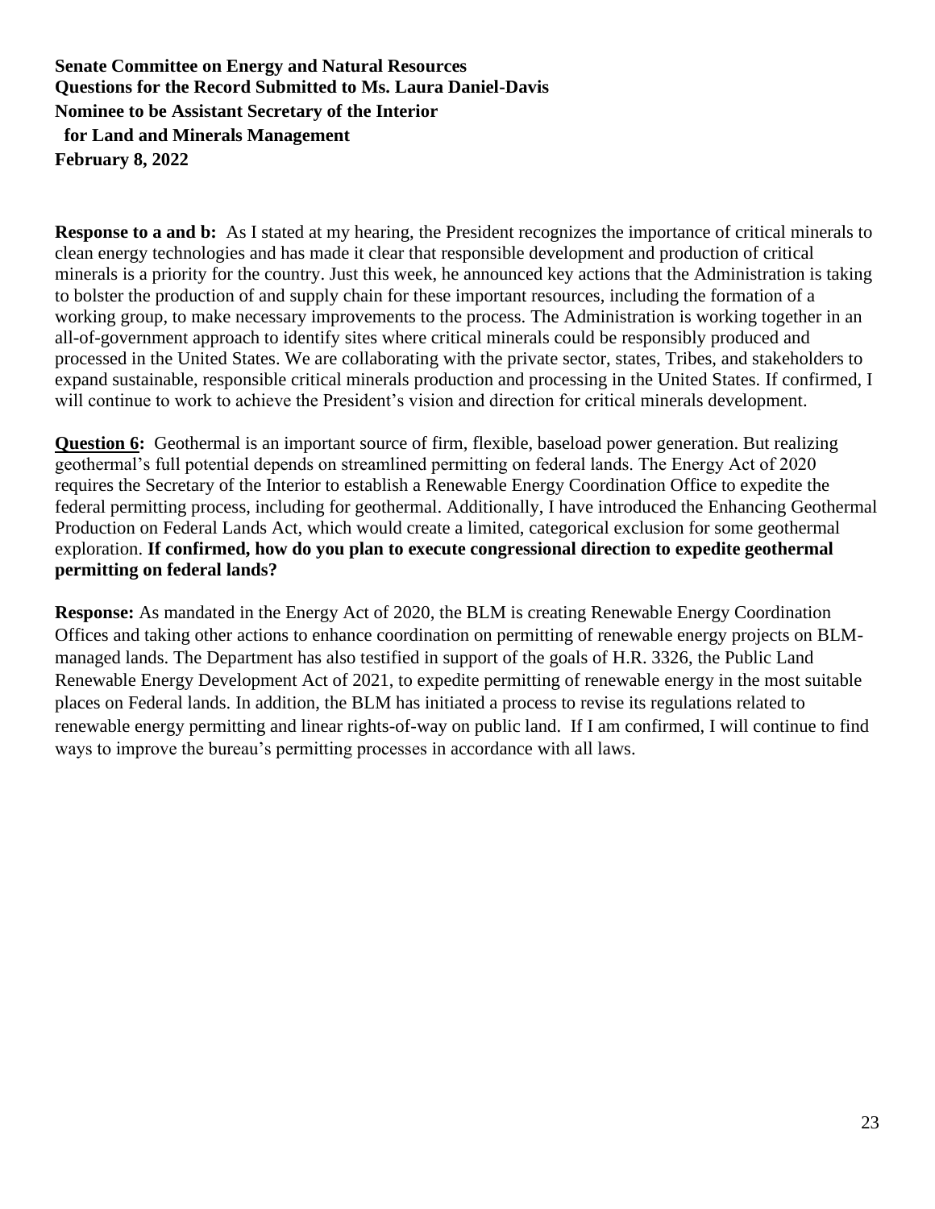**Senate Committee on Energy and Natural Resources**
**Questions for the Record Submitted to Ms. Laura Daniel-Davis**
**Nominee to be Assistant Secretary of the Interior for Land and Minerals Management**
**February 8, 2022**

**Response to a and b:** As I stated at my hearing, the President recognizes the importance of critical minerals to clean energy technologies and has made it clear that responsible development and production of critical minerals is a priority for the country. Just this week, he announced key actions that the Administration is taking to bolster the production of and supply chain for these important resources, including the formation of a working group, to make necessary improvements to the process. The Administration is working together in an all-of-government approach to identify sites where critical minerals could be responsibly produced and processed in the United States. We are collaborating with the private sector, states, Tribes, and stakeholders to expand sustainable, responsible critical minerals production and processing in the United States. If confirmed, I will continue to work to achieve the President's vision and direction for critical minerals development.

**Question 6:** Geothermal is an important source of firm, flexible, baseload power generation. But realizing geothermal's full potential depends on streamlined permitting on federal lands. The Energy Act of 2020 requires the Secretary of the Interior to establish a Renewable Energy Coordination Office to expedite the federal permitting process, including for geothermal. Additionally, I have introduced the Enhancing Geothermal Production on Federal Lands Act, which would create a limited, categorical exclusion for some geothermal exploration. **If confirmed, how do you plan to execute congressional direction to expedite geothermal permitting on federal lands?**

**Response:** As mandated in the Energy Act of 2020, the BLM is creating Renewable Energy Coordination Offices and taking other actions to enhance coordination on permitting of renewable energy projects on BLM-managed lands. The Department has also testified in support of the goals of H.R. 3326, the Public Land Renewable Energy Development Act of 2021, to expedite permitting of renewable energy in the most suitable places on Federal lands. In addition, the BLM has initiated a process to revise its regulations related to renewable energy permitting and linear rights-of-way on public land. If I am confirmed, I will continue to find ways to improve the bureau's permitting processes in accordance with all laws.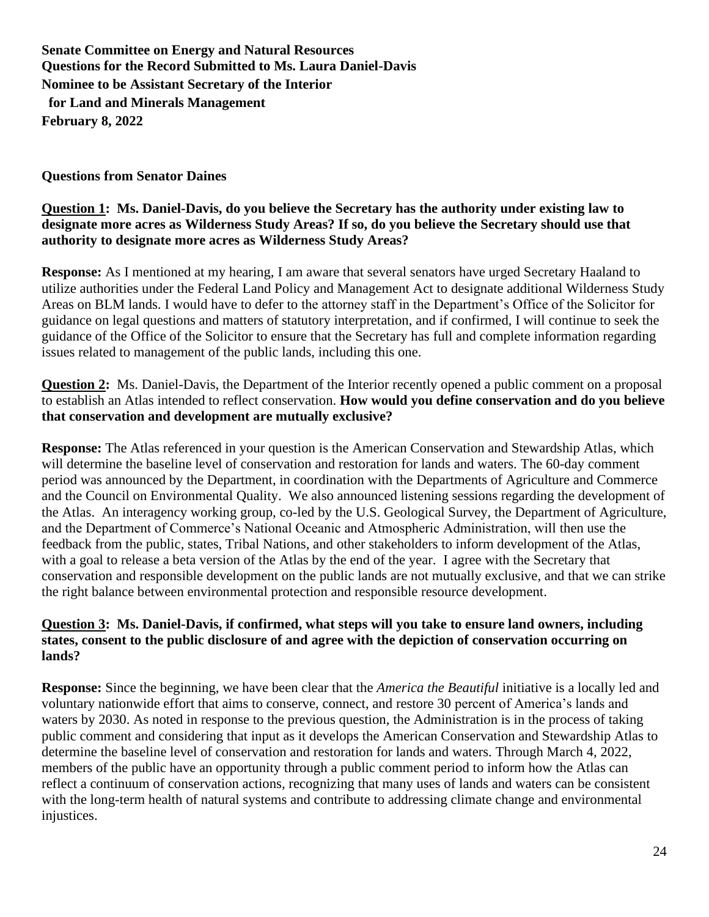**Senate Committee on Energy and Natural Resources**
**Questions for the Record Submitted to Ms. Laura Daniel-Davis**
**Nominee to be Assistant Secretary of the Interior**
**for Land and Minerals Management**
**February 8, 2022**

**Questions from Senator Daines**

**Question 1: Ms. Daniel-Davis, do you believe the Secretary has the authority under existing law to designate more acres as Wilderness Study Areas? If so, do you believe the Secretary should use that authority to designate more acres as Wilderness Study Areas?**

**Response:** As I mentioned at my hearing, I am aware that several senators have urged Secretary Haaland to utilize authorities under the Federal Land Policy and Management Act to designate additional Wilderness Study Areas on BLM lands. I would have to defer to the attorney staff in the Department's Office of the Solicitor for guidance on legal questions and matters of statutory interpretation, and if confirmed, I will continue to seek the guidance of the Office of the Solicitor to ensure that the Secretary has full and complete information regarding issues related to management of the public lands, including this one.

**Question 2:** Ms. Daniel-Davis, the Department of the Interior recently opened a public comment on a proposal to establish an Atlas intended to reflect conservation. **How would you define conservation and do you believe that conservation and development are mutually exclusive?**

**Response:** The Atlas referenced in your question is the American Conservation and Stewardship Atlas, which will determine the baseline level of conservation and restoration for lands and waters. The 60-day comment period was announced by the Department, in coordination with the Departments of Agriculture and Commerce and the Council on Environmental Quality. We also announced listening sessions regarding the development of the Atlas. An interagency working group, co-led by the U.S. Geological Survey, the Department of Agriculture, and the Department of Commerce's National Oceanic and Atmospheric Administration, will then use the feedback from the public, states, Tribal Nations, and other stakeholders to inform development of the Atlas, with a goal to release a beta version of the Atlas by the end of the year. I agree with the Secretary that conservation and responsible development on the public lands are not mutually exclusive, and that we can strike the right balance between environmental protection and responsible resource development.

**Question 3: Ms. Daniel-Davis, if confirmed, what steps will you take to ensure land owners, including states, consent to the public disclosure of and agree with the depiction of conservation occurring on lands?**

**Response:** Since the beginning, we have been clear that the *America the Beautiful* initiative is a locally led and voluntary nationwide effort that aims to conserve, connect, and restore 30 percent of America's lands and waters by 2030. As noted in response to the previous question, the Administration is in the process of taking public comment and considering that input as it develops the American Conservation and Stewardship Atlas to determine the baseline level of conservation and restoration for lands and waters. Through March 4, 2022, members of the public have an opportunity through a public comment period to inform how the Atlas can reflect a continuum of conservation actions, recognizing that many uses of lands and waters can be consistent with the long-term health of natural systems and contribute to addressing climate change and environmental injustices.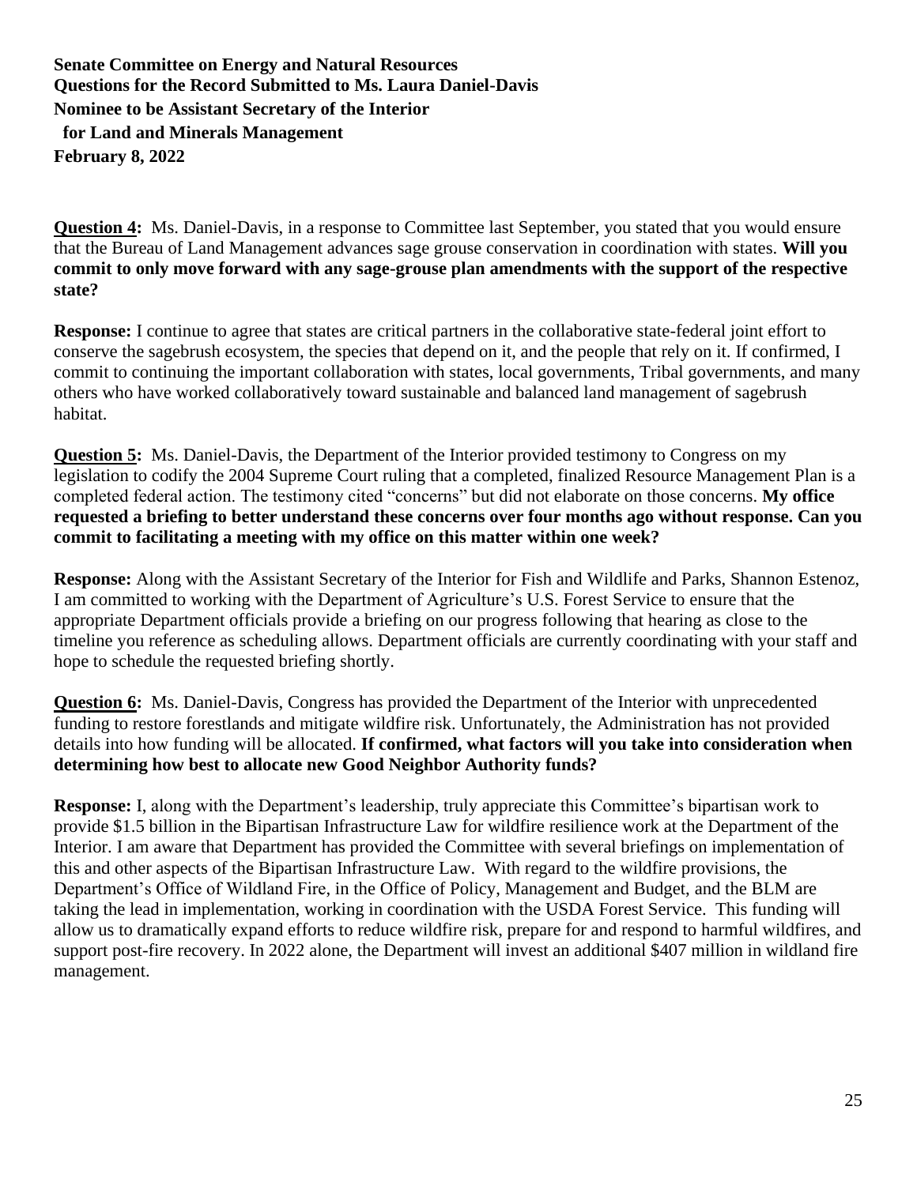**Senate Committee on Energy and Natural Resources**
**Questions for the Record Submitted to Ms. Laura Daniel-Davis**
**Nominee to be Assistant Secretary of the Interior**
**for Land and Minerals Management**
**February 8, 2022**

**Question 4:** Ms. Daniel-Davis, in a response to Committee last September, you stated that you would ensure that the Bureau of Land Management advances sage grouse conservation in coordination with states. **Will you commit to only move forward with any sage-grouse plan amendments with the support of the respective state?**

**Response:** I continue to agree that states are critical partners in the collaborative state-federal joint effort to conserve the sagebrush ecosystem, the species that depend on it, and the people that rely on it. If confirmed, I commit to continuing the important collaboration with states, local governments, Tribal governments, and many others who have worked collaboratively toward sustainable and balanced land management of sagebrush habitat.

**Question 5:** Ms. Daniel-Davis, the Department of the Interior provided testimony to Congress on my legislation to codify the 2004 Supreme Court ruling that a completed, finalized Resource Management Plan is a completed federal action. The testimony cited "concerns" but did not elaborate on those concerns. **My office requested a briefing to better understand these concerns over four months ago without response. Can you commit to facilitating a meeting with my office on this matter within one week?**

**Response:** Along with the Assistant Secretary of the Interior for Fish and Wildlife and Parks, Shannon Estenoz, I am committed to working with the Department of Agriculture's U.S. Forest Service to ensure that the appropriate Department officials provide a briefing on our progress following that hearing as close to the timeline you reference as scheduling allows. Department officials are currently coordinating with your staff and hope to schedule the requested briefing shortly.

**Question 6:** Ms. Daniel-Davis, Congress has provided the Department of the Interior with unprecedented funding to restore forestlands and mitigate wildfire risk. Unfortunately, the Administration has not provided details into how funding will be allocated. **If confirmed, what factors will you take into consideration when determining how best to allocate new Good Neighbor Authority funds?**

**Response:** I, along with the Department's leadership, truly appreciate this Committee's bipartisan work to provide $1.5 billion in the Bipartisan Infrastructure Law for wildfire resilience work at the Department of the Interior. I am aware that Department has provided the Committee with several briefings on implementation of this and other aspects of the Bipartisan Infrastructure Law. With regard to the wildfire provisions, the Department's Office of Wildland Fire, in the Office of Policy, Management and Budget, and the BLM are taking the lead in implementation, working in coordination with the USDA Forest Service. This funding will allow us to dramatically expand efforts to reduce wildfire risk, prepare for and respond to harmful wildfires, and support post-fire recovery. In 2022 alone, the Department will invest an additional $407 million in wildland fire management.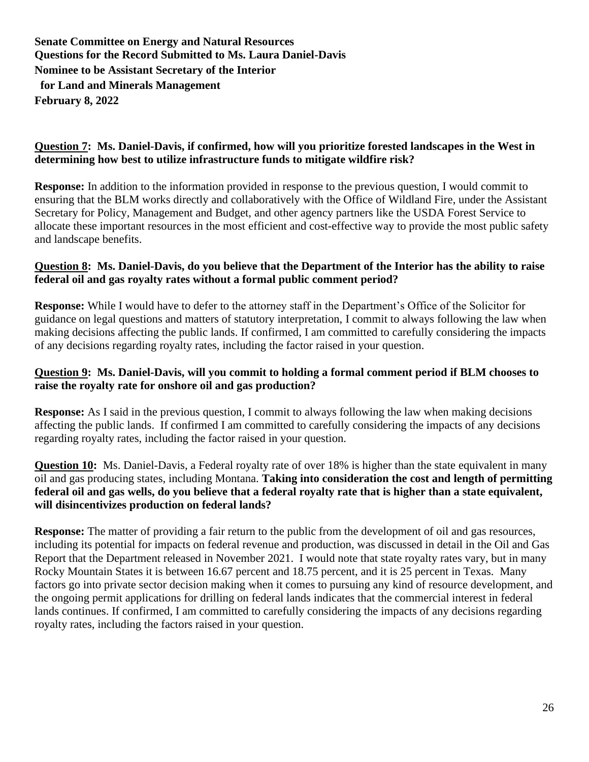**Senate Committee on Energy and Natural Resources**
**Questions for the Record Submitted to Ms. Laura Daniel-Davis**
**Nominee to be Assistant Secretary of the Interior**
**for Land and Minerals Management**
**February 8, 2022**

**Question 7: Ms. Daniel-Davis, if confirmed, how will you prioritize forested landscapes in the West in determining how best to utilize infrastructure funds to mitigate wildfire risk?**

**Response:** In addition to the information provided in response to the previous question, I would commit to ensuring that the BLM works directly and collaboratively with the Office of Wildland Fire, under the Assistant Secretary for Policy, Management and Budget, and other agency partners like the USDA Forest Service to allocate these important resources in the most efficient and cost-effective way to provide the most public safety and landscape benefits.

**Question 8: Ms. Daniel-Davis, do you believe that the Department of the Interior has the ability to raise federal oil and gas royalty rates without a formal public comment period?**

**Response:** While I would have to defer to the attorney staff in the Department's Office of the Solicitor for guidance on legal questions and matters of statutory interpretation, I commit to always following the law when making decisions affecting the public lands. If confirmed, I am committed to carefully considering the impacts of any decisions regarding royalty rates, including the factor raised in your question.

**Question 9: Ms. Daniel-Davis, will you commit to holding a formal comment period if BLM chooses to raise the royalty rate for onshore oil and gas production?**

**Response:** As I said in the previous question, I commit to always following the law when making decisions affecting the public lands. If confirmed I am committed to carefully considering the impacts of any decisions regarding royalty rates, including the factor raised in your question.

**Question 10:** Ms. Daniel-Davis, a Federal royalty rate of over 18% is higher than the state equivalent in many oil and gas producing states, including Montana. **Taking into consideration the cost and length of permitting federal oil and gas wells, do you believe that a federal royalty rate that is higher than a state equivalent, will disincentivizes production on federal lands?**

**Response:** The matter of providing a fair return to the public from the development of oil and gas resources, including its potential for impacts on federal revenue and production, was discussed in detail in the Oil and Gas Report that the Department released in November 2021. I would note that state royalty rates vary, but in many Rocky Mountain States it is between 16.67 percent and 18.75 percent, and it is 25 percent in Texas. Many factors go into private sector decision making when it comes to pursuing any kind of resource development, and the ongoing permit applications for drilling on federal lands indicates that the commercial interest in federal lands continues. If confirmed, I am committed to carefully considering the impacts of any decisions regarding royalty rates, including the factors raised in your question.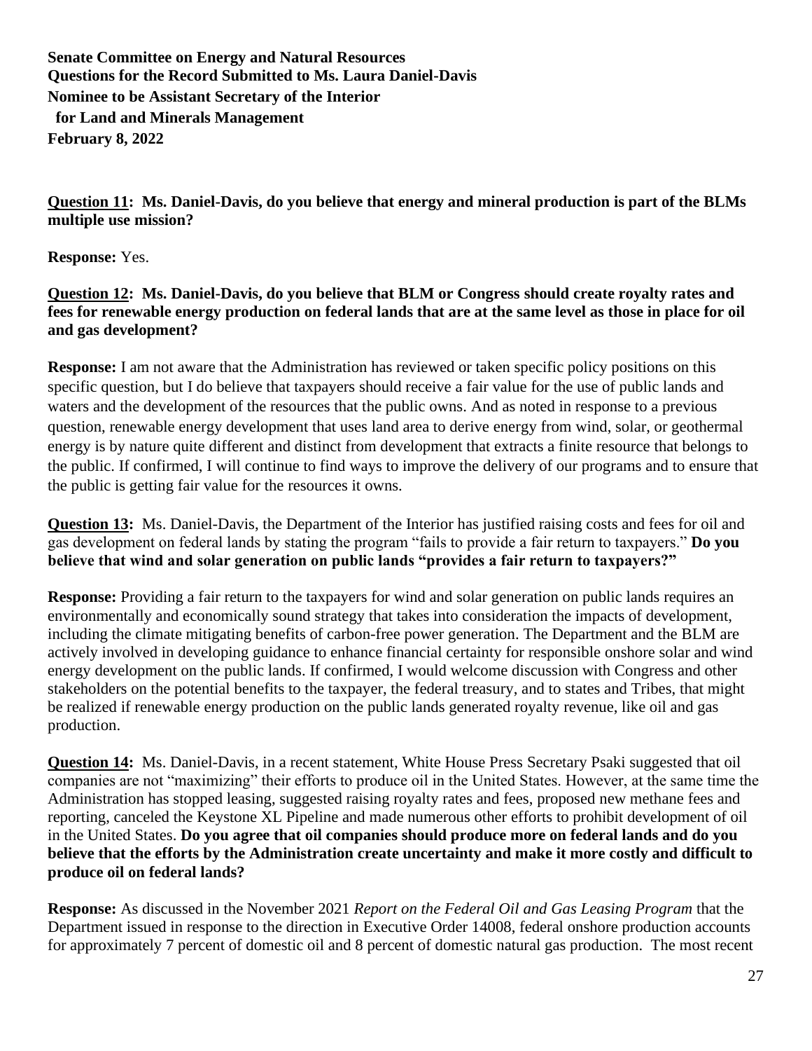**Senate Committee on Energy and Natural Resources**
**Questions for the Record Submitted to Ms. Laura Daniel-Davis**
**Nominee to be Assistant Secretary of the Interior**
**for Land and Minerals Management**
**February 8, 2022**

**Question 11: Ms. Daniel-Davis, do you believe that energy and mineral production is part of the BLMs multiple use mission?**

**Response:** Yes.

**Question 12: Ms. Daniel-Davis, do you believe that BLM or Congress should create royalty rates and fees for renewable energy production on federal lands that are at the same level as those in place for oil and gas development?**

**Response:** I am not aware that the Administration has reviewed or taken specific policy positions on this specific question, but I do believe that taxpayers should receive a fair value for the use of public lands and waters and the development of the resources that the public owns. And as noted in response to a previous question, renewable energy development that uses land area to derive energy from wind, solar, or geothermal energy is by nature quite different and distinct from development that extracts a finite resource that belongs to the public. If confirmed, I will continue to find ways to improve the delivery of our programs and to ensure that the public is getting fair value for the resources it owns.

**Question 13:** Ms. Daniel-Davis, the Department of the Interior has justified raising costs and fees for oil and gas development on federal lands by stating the program "fails to provide a fair return to taxpayers." **Do you believe that wind and solar generation on public lands "provides a fair return to taxpayers?"**

**Response:** Providing a fair return to the taxpayers for wind and solar generation on public lands requires an environmentally and economically sound strategy that takes into consideration the impacts of development, including the climate mitigating benefits of carbon-free power generation. The Department and the BLM are actively involved in developing guidance to enhance financial certainty for responsible onshore solar and wind energy development on the public lands. If confirmed, I would welcome discussion with Congress and other stakeholders on the potential benefits to the taxpayer, the federal treasury, and to states and Tribes, that might be realized if renewable energy production on the public lands generated royalty revenue, like oil and gas production.

**Question 14:** Ms. Daniel-Davis, in a recent statement, White House Press Secretary Psaki suggested that oil companies are not "maximizing" their efforts to produce oil in the United States. However, at the same time the Administration has stopped leasing, suggested raising royalty rates and fees, proposed new methane fees and reporting, canceled the Keystone XL Pipeline and made numerous other efforts to prohibit development of oil in the United States. **Do you agree that oil companies should produce more on federal lands and do you believe that the efforts by the Administration create uncertainty and make it more costly and difficult to produce oil on federal lands?**

**Response:** As discussed in the November 2021 *Report on the Federal Oil and Gas Leasing Program* that the Department issued in response to the direction in Executive Order 14008, federal onshore production accounts for approximately 7 percent of domestic oil and 8 percent of domestic natural gas production. The most recent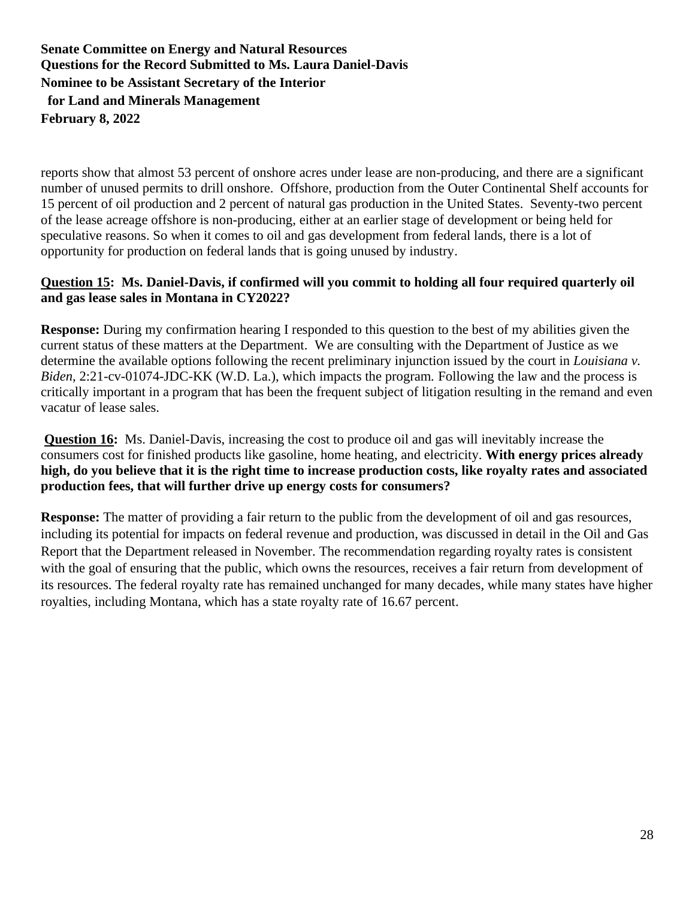reports show that almost 53 percent of onshore acres under lease are non-producing, and there are a significant number of unused permits to drill onshore. Offshore, production from the Outer Continental Shelf accounts for 15 percent of oil production and 2 percent of natural gas production in the United States. Seventy-two percent of the lease acreage offshore is non-producing, either at an earlier stage of development or being held for speculative reasons. So when it comes to oil and gas development from federal lands, there is a lot of opportunity for production on federal lands that is going unused by industry.

**Question 15: Ms. Daniel-Davis, if confirmed will you commit to holding all four required quarterly oil and gas lease sales in Montana in CY2022?**

**Response:** During my confirmation hearing I responded to this question to the best of my abilities given the current status of these matters at the Department. We are consulting with the Department of Justice as we determine the available options following the recent preliminary injunction issued by the court in *Louisiana v. Biden*, 2:21-cv-01074-JDC-KK (W.D. La.), which impacts the program. Following the law and the process is critically important in a program that has been the frequent subject of litigation resulting in the remand and even vacatur of lease sales.

**Question 16:** Ms. Daniel-Davis, increasing the cost to produce oil and gas will inevitably increase the consumers cost for finished products like gasoline, home heating, and electricity. **With energy prices already high, do you believe that it is the right time to increase production costs, like royalty rates and associated production fees, that will further drive up energy costs for consumers?**

**Response:** The matter of providing a fair return to the public from the development of oil and gas resources, including its potential for impacts on federal revenue and production, was discussed in detail in the Oil and Gas Report that the Department released in November. The recommendation regarding royalty rates is consistent with the goal of ensuring that the public, which owns the resources, receives a fair return from development of its resources. The federal royalty rate has remained unchanged for many decades, while many states have higher royalties, including Montana, which has a state royalty rate of 16.67 percent.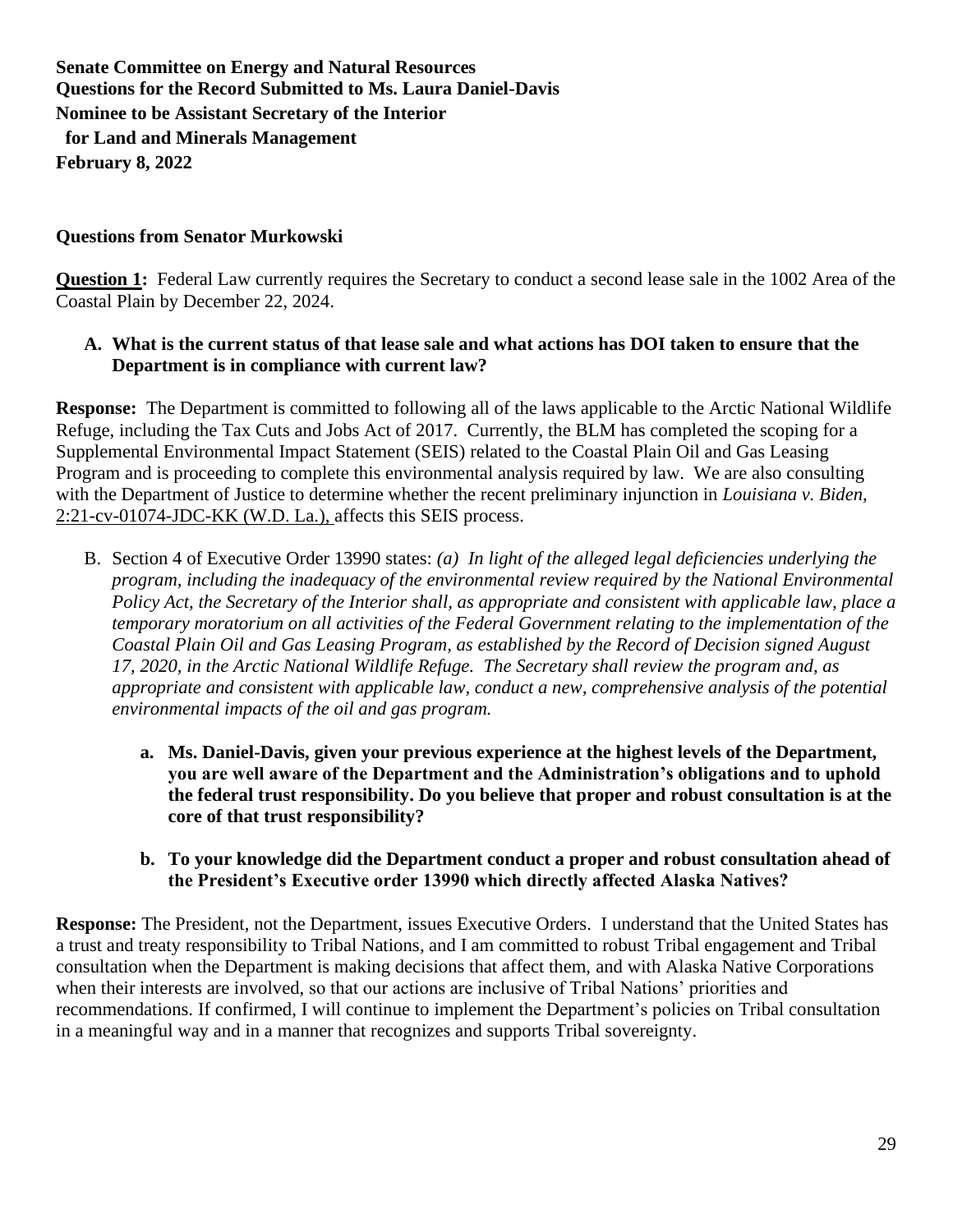**Senate Committee on Energy and Natural Resources**
**Questions for the Record Submitted to Ms. Laura Daniel-Davis**
**Nominee to be Assistant Secretary of the Interior**
**for Land and Minerals Management**
**February 8, 2022**

**Questions from Senator Murkowski**

**Question 1:** Federal Law currently requires the Secretary to conduct a second lease sale in the 1002 Area of the Coastal Plain by December 22, 2024.

**A. What is the current status of that lease sale and what actions has DOI taken to ensure that the Department is in compliance with current law?**

**Response:** The Department is committed to following all of the laws applicable to the Arctic National Wildlife Refuge, including the Tax Cuts and Jobs Act of 2017. Currently, the BLM has completed the scoping for a Supplemental Environmental Impact Statement (SEIS) related to the Coastal Plain Oil and Gas Leasing Program and is proceeding to complete this environmental analysis required by law. We are also consulting with the Department of Justice to determine whether the recent preliminary injunction in *Louisiana v. Biden,* 2:21-cv-01074-JDC-KK (W.D. La.), affects this SEIS process.

B. Section 4 of Executive Order 13990 states: *(a) In light of the alleged legal deficiencies underlying the program, including the inadequacy of the environmental review required by the National Environmental Policy Act, the Secretary of the Interior shall, as appropriate and consistent with applicable law, place a temporary moratorium on all activities of the Federal Government relating to the implementation of the Coastal Plain Oil and Gas Leasing Program, as established by the Record of Decision signed August 17, 2020, in the Arctic National Wildlife Refuge. The Secretary shall review the program and, as appropriate and consistent with applicable law, conduct a new, comprehensive analysis of the potential environmental impacts of the oil and gas program.*

**a. Ms. Daniel-Davis, given your previous experience at the highest levels of the Department, you are well aware of the Department and the Administration's obligations and to uphold the federal trust responsibility. Do you believe that proper and robust consultation is at the core of that trust responsibility?**

**b. To your knowledge did the Department conduct a proper and robust consultation ahead of the President's Executive order 13990 which directly affected Alaska Natives?**

**Response:** The President, not the Department, issues Executive Orders. I understand that the United States has a trust and treaty responsibility to Tribal Nations, and I am committed to robust Tribal engagement and Tribal consultation when the Department is making decisions that affect them, and with Alaska Native Corporations when their interests are involved, so that our actions are inclusive of Tribal Nations' priorities and recommendations. If confirmed, I will continue to implement the Department's policies on Tribal consultation in a meaningful way and in a manner that recognizes and supports Tribal sovereignty.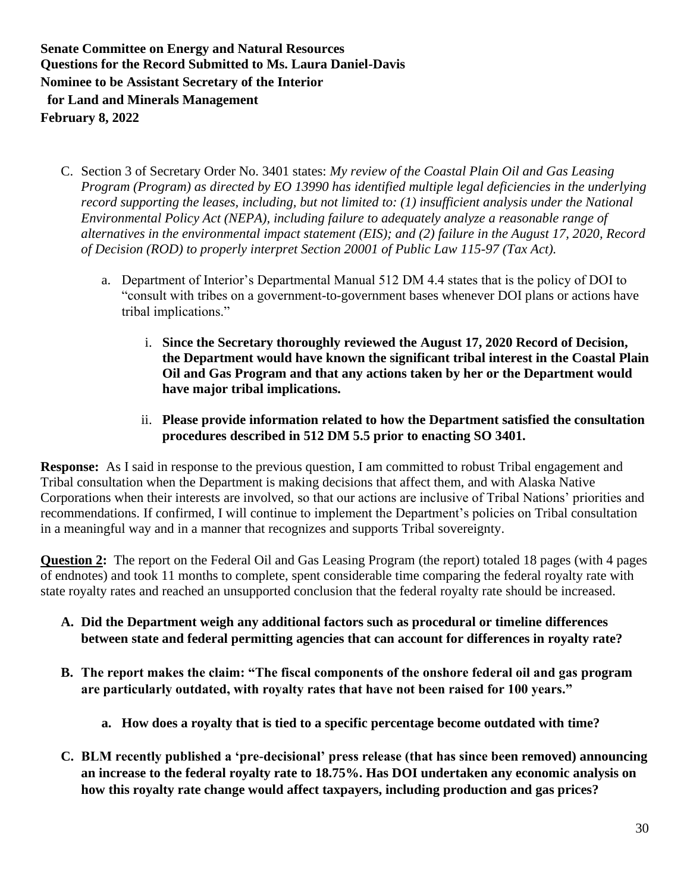**Senate Committee on Energy and Natural Resources**
**Questions for the Record Submitted to Ms. Laura Daniel-Davis**
**Nominee to be Assistant Secretary of the Interior**
**for Land and Minerals Management**
**February 8, 2022**

C. Section 3 of Secretary Order No. 3401 states: *My review of the Coastal Plain Oil and Gas Leasing Program (Program) as directed by EO 13990 has identified multiple legal deficiencies in the underlying record supporting the leases, including, but not limited to: (1) insufficient analysis under the National Environmental Policy Act (NEPA), including failure to adequately analyze a reasonable range of alternatives in the environmental impact statement (EIS); and (2) failure in the August 17, 2020, Record of Decision (ROD) to properly interpret Section 20001 of Public Law 115-97 (Tax Act).*

   a. Department of Interior's Departmental Manual 512 DM 4.4 states that is the policy of DOI to "consult with tribes on a government-to-government bases whenever DOI plans or actions have tribal implications."

      i. **Since the Secretary thoroughly reviewed the August 17, 2020 Record of Decision, the Department would have known the significant tribal interest in the Coastal Plain Oil and Gas Program and that any actions taken by her or the Department would have major tribal implications.**

      ii. **Please provide information related to how the Department satisfied the consultation procedures described in 512 DM 5.5 prior to enacting SO 3401.**

**Response:** As I said in response to the previous question, I am committed to robust Tribal engagement and Tribal consultation when the Department is making decisions that affect them, and with Alaska Native Corporations when their interests are involved, so that our actions are inclusive of Tribal Nations' priorities and recommendations. If confirmed, I will continue to implement the Department's policies on Tribal consultation in a meaningful way and in a manner that recognizes and supports Tribal sovereignty.

**Question 2:** The report on the Federal Oil and Gas Leasing Program (the report) totaled 18 pages (with 4 pages of endnotes) and took 11 months to complete, spent considerable time comparing the federal royalty rate with state royalty rates and reached an unsupported conclusion that the federal royalty rate should be increased.

**A. Did the Department weigh any additional factors such as procedural or timeline differences between state and federal permitting agencies that can account for differences in royalty rate?**

**B. The report makes the claim: "The fiscal components of the onshore federal oil and gas program are particularly outdated, with royalty rates that have not been raised for 100 years."**

   **a. How does a royalty that is tied to a specific percentage become outdated with time?**

**C. BLM recently published a 'pre-decisional' press release (that has since been removed) announcing an increase to the federal royalty rate to 18.75%. Has DOI undertaken any economic analysis on how this royalty rate change would affect taxpayers, including production and gas prices?**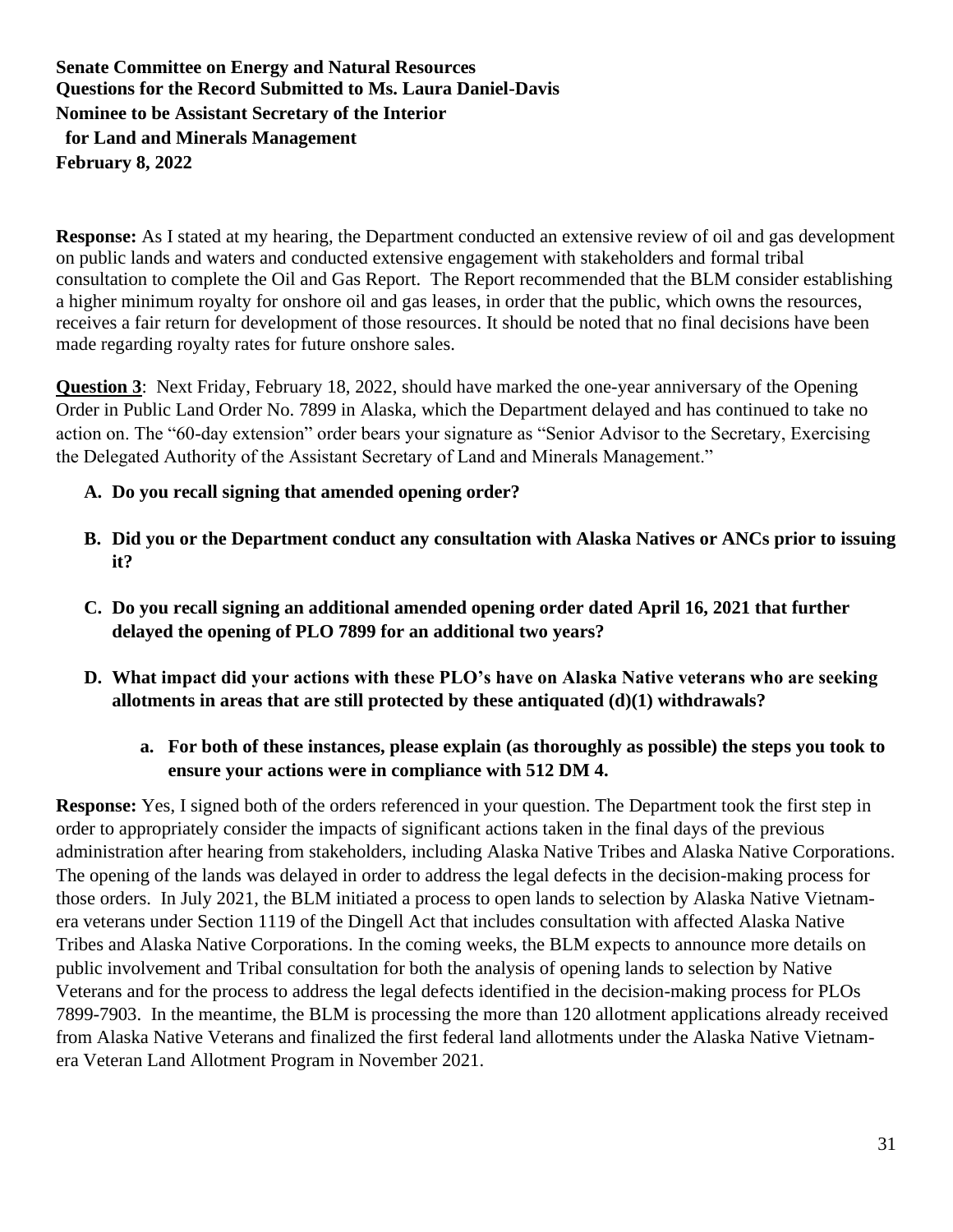**Senate Committee on Energy and Natural Resources**
**Questions for the Record Submitted to Ms. Laura Daniel-Davis**
**Nominee to be Assistant Secretary of the Interior**
**for Land and Minerals Management**
**February 8, 2022**

**Response:** As I stated at my hearing, the Department conducted an extensive review of oil and gas development on public lands and waters and conducted extensive engagement with stakeholders and formal tribal consultation to complete the Oil and Gas Report. The Report recommended that the BLM consider establishing a higher minimum royalty for onshore oil and gas leases, in order that the public, which owns the resources, receives a fair return for development of those resources. It should be noted that no final decisions have been made regarding royalty rates for future onshore sales.

**Question 3**: Next Friday, February 18, 2022, should have marked the one-year anniversary of the Opening Order in Public Land Order No. 7899 in Alaska, which the Department delayed and has continued to take no action on. The "60-day extension" order bears your signature as "Senior Advisor to the Secretary, Exercising the Delegated Authority of the Assistant Secretary of Land and Minerals Management."

**A. Do you recall signing that amended opening order?**

**B. Did you or the Department conduct any consultation with Alaska Natives or ANCs prior to issuing it?**

**C. Do you recall signing an additional amended opening order dated April 16, 2021 that further delayed the opening of PLO 7899 for an additional two years?**

**D. What impact did your actions with these PLO's have on Alaska Native veterans who are seeking allotments in areas that are still protected by these antiquated (d)(1) withdrawals?**

**a. For both of these instances, please explain (as thoroughly as possible) the steps you took to ensure your actions were in compliance with 512 DM 4.**

**Response:** Yes, I signed both of the orders referenced in your question. The Department took the first step in order to appropriately consider the impacts of significant actions taken in the final days of the previous administration after hearing from stakeholders, including Alaska Native Tribes and Alaska Native Corporations. The opening of the lands was delayed in order to address the legal defects in the decision-making process for those orders. In July 2021, the BLM initiated a process to open lands to selection by Alaska Native Vietnam-era veterans under Section 1119 of the Dingell Act that includes consultation with affected Alaska Native Tribes and Alaska Native Corporations. In the coming weeks, the BLM expects to announce more details on public involvement and Tribal consultation for both the analysis of opening lands to selection by Native Veterans and for the process to address the legal defects identified in the decision-making process for PLOs 7899-7903. In the meantime, the BLM is processing the more than 120 allotment applications already received from Alaska Native Veterans and finalized the first federal land allotments under the Alaska Native Vietnam-era Veteran Land Allotment Program in November 2021.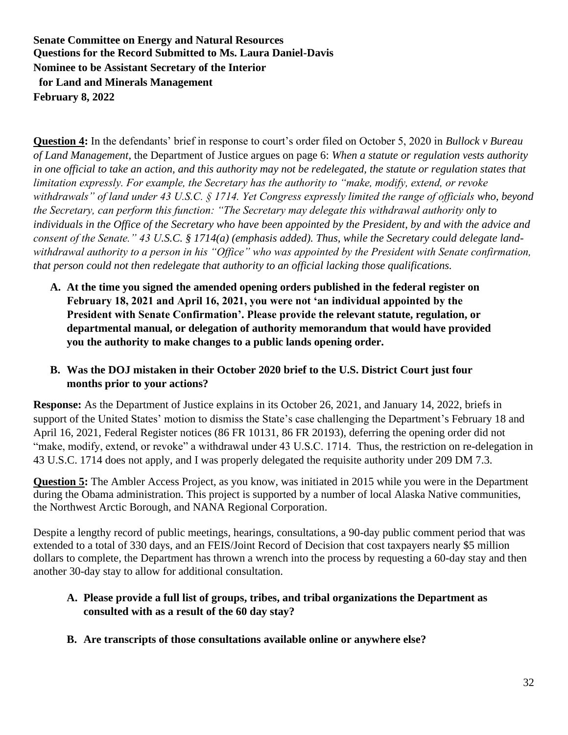**Senate Committee on Energy and Natural Resources**
**Questions for the Record Submitted to Ms. Laura Daniel-Davis**
**Nominee to be Assistant Secretary of the Interior**
**for Land and Minerals Management**
**February 8, 2022**

**<u>Question 4</u>:** In the defendants' brief in response to court's order filed on October 5, 2020 in *Bullock v Bureau of Land Management*, the Department of Justice argues on page 6: *When a statute or regulation vests authority in one official to take an action, and this authority may not be redelegated, the statute or regulation states that limitation expressly. For example, the Secretary has the authority to "make, modify, extend, or revoke withdrawals" of land under 43 U.S.C. § 1714. Yet Congress expressly limited the range of officials who, beyond the Secretary, can perform this function: "The Secretary may delegate this withdrawal authority only to individuals in the Office of the Secretary who have been appointed by the President, by and with the advice and consent of the Senate." 43 U.S.C. § 1714(a) (emphasis added). Thus, while the Secretary could delegate land-withdrawal authority to a person in his "Office" who was appointed by the President with Senate confirmation, that person could not then redelegate that authority to an official lacking those qualifications.*

**A. At the time you signed the amended opening orders published in the federal register on February 18, 2021 and April 16, 2021, you were not 'an individual appointed by the President with Senate Confirmation'. Please provide the relevant statute, regulation, or departmental manual, or delegation of authority memorandum that would have provided you the authority to make changes to a public lands opening order.**

**B. Was the DOJ mistaken in their October 2020 brief to the U.S. District Court just four months prior to your actions?**

**Response:** As the Department of Justice explains in its October 26, 2021, and January 14, 2022, briefs in support of the United States' motion to dismiss the State's case challenging the Department's February 18 and April 16, 2021, Federal Register notices (86 FR 10131, 86 FR 20193), deferring the opening order did not "make, modify, extend, or revoke" a withdrawal under 43 U.S.C. 1714. Thus, the restriction on re-delegation in 43 U.S.C. 1714 does not apply, and I was properly delegated the requisite authority under 209 DM 7.3.

**<u>Question 5</u>:** The Ambler Access Project, as you know, was initiated in 2015 while you were in the Department during the Obama administration. This project is supported by a number of local Alaska Native communities, the Northwest Arctic Borough, and NANA Regional Corporation.

Despite a lengthy record of public meetings, hearings, consultations, a 90-day public comment period that was extended to a total of 330 days, and an FEIS/Joint Record of Decision that cost taxpayers nearly $5 million dollars to complete, the Department has thrown a wrench into the process by requesting a 60-day stay and then another 30-day stay to allow for additional consultation.

**A. Please provide a full list of groups, tribes, and tribal organizations the Department as consulted with as a result of the 60 day stay?**

**B. Are transcripts of those consultations available online or anywhere else?**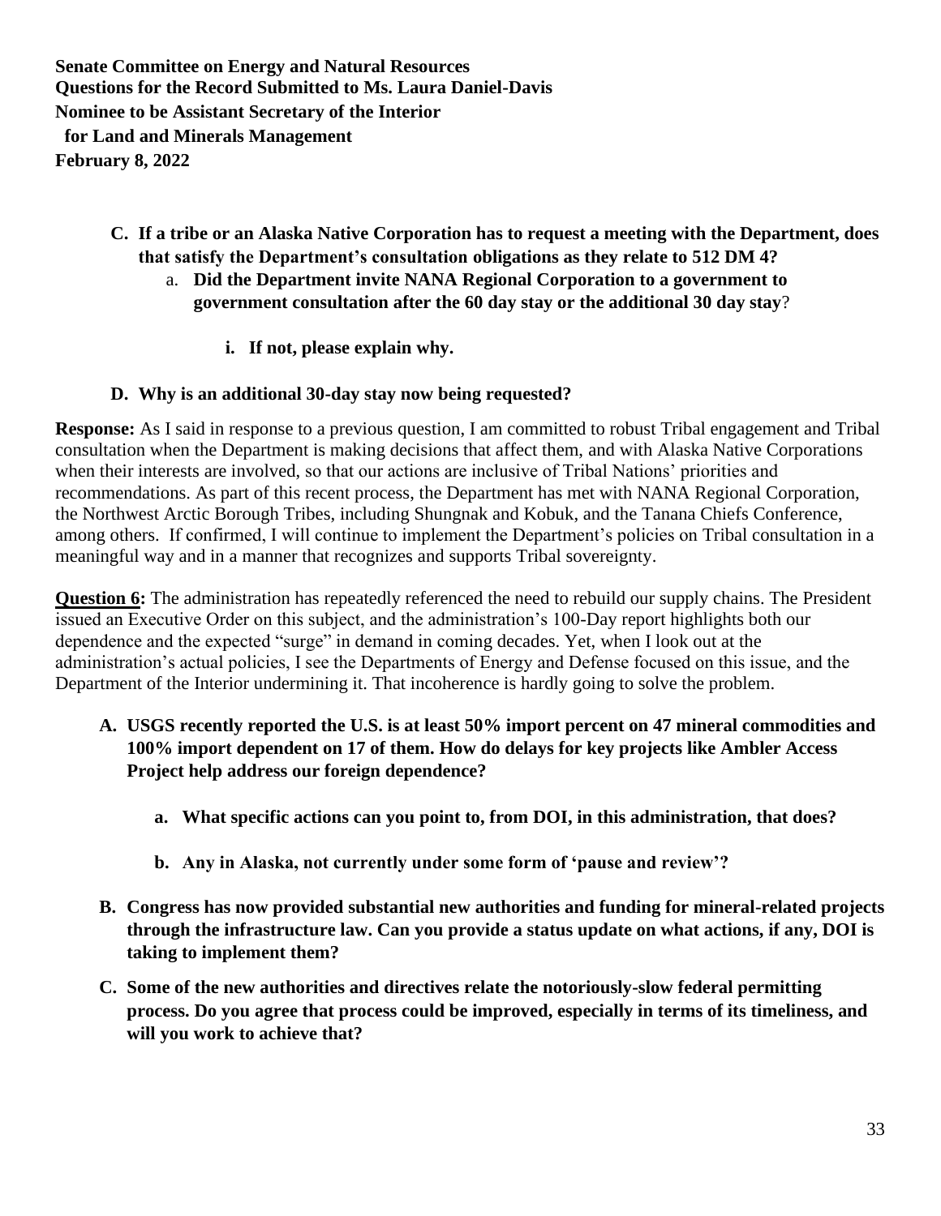**Senate Committee on Energy and Natural Resources**
**Questions for the Record Submitted to Ms. Laura Daniel-Davis**
**Nominee to be Assistant Secretary of the Interior**
**for Land and Minerals Management**
**February 8, 2022**

**C. If a tribe or an Alaska Native Corporation has to request a meeting with the Department, does that satisfy the Department's consultation obligations as they relate to 512 DM 4?**

   a. **Did the Department invite NANA Regional Corporation to a government to government consultation after the 60 day stay or the additional 30 day stay**?

      **i. If not, please explain why.**

**D. Why is an additional 30-day stay now being requested?**

**Response:** As I said in response to a previous question, I am committed to robust Tribal engagement and Tribal consultation when the Department is making decisions that affect them, and with Alaska Native Corporations when their interests are involved, so that our actions are inclusive of Tribal Nations' priorities and recommendations. As part of this recent process, the Department has met with NANA Regional Corporation, the Northwest Arctic Borough Tribes, including Shungnak and Kobuk, and the Tanana Chiefs Conference, among others. If confirmed, I will continue to implement the Department's policies on Tribal consultation in a meaningful way and in a manner that recognizes and supports Tribal sovereignty.

**Question 6:** The administration has repeatedly referenced the need to rebuild our supply chains. The President issued an Executive Order on this subject, and the administration's 100-Day report highlights both our dependence and the expected "surge" in demand in coming decades. Yet, when I look out at the administration's actual policies, I see the Departments of Energy and Defense focused on this issue, and the Department of the Interior undermining it. That incoherence is hardly going to solve the problem.

**A. USGS recently reported the U.S. is at least 50% import percent on 47 mineral commodities and 100% import dependent on 17 of them. How do delays for key projects like Ambler Access Project help address our foreign dependence?**

   **a. What specific actions can you point to, from DOI, in this administration, that does?**

   **b. Any in Alaska, not currently under some form of 'pause and review'?**

**B. Congress has now provided substantial new authorities and funding for mineral-related projects through the infrastructure law. Can you provide a status update on what actions, if any, DOI is taking to implement them?**

**C. Some of the new authorities and directives relate the notoriously-slow federal permitting process. Do you agree that process could be improved, especially in terms of its timeliness, and will you work to achieve that?**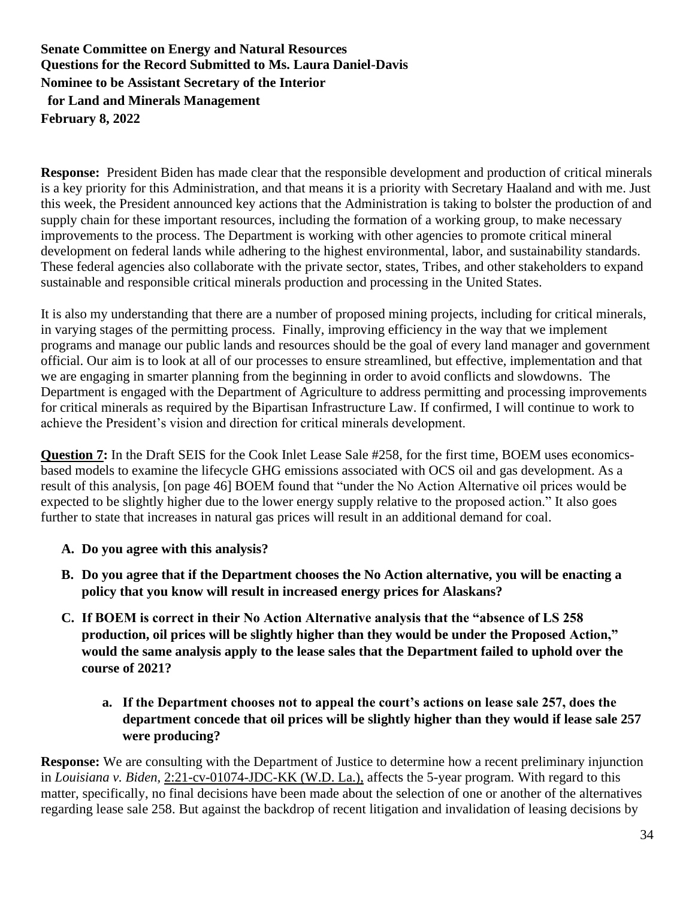**Senate Committee on Energy and Natural Resources**
**Questions for the Record Submitted to Ms. Laura Daniel-Davis**
**Nominee to be Assistant Secretary of the Interior**
**for Land and Minerals Management**
**February 8, 2022**

**Response:** President Biden has made clear that the responsible development and production of critical minerals is a key priority for this Administration, and that means it is a priority with Secretary Haaland and with me. Just this week, the President announced key actions that the Administration is taking to bolster the production of and supply chain for these important resources, including the formation of a working group, to make necessary improvements to the process. The Department is working with other agencies to promote critical mineral development on federal lands while adhering to the highest environmental, labor, and sustainability standards. These federal agencies also collaborate with the private sector, states, Tribes, and other stakeholders to expand sustainable and responsible critical minerals production and processing in the United States.

It is also my understanding that there are a number of proposed mining projects, including for critical minerals, in varying stages of the permitting process. Finally, improving efficiency in the way that we implement programs and manage our public lands and resources should be the goal of every land manager and government official. Our aim is to look at all of our processes to ensure streamlined, but effective, implementation and that we are engaging in smarter planning from the beginning in order to avoid conflicts and slowdowns. The Department is engaged with the Department of Agriculture to address permitting and processing improvements for critical minerals as required by the Bipartisan Infrastructure Law. If confirmed, I will continue to work to achieve the President's vision and direction for critical minerals development.

**Question 7:** In the Draft SEIS for the Cook Inlet Lease Sale #258, for the first time, BOEM uses economics-based models to examine the lifecycle GHG emissions associated with OCS oil and gas development. As a result of this analysis, [on page 46] BOEM found that "under the No Action Alternative oil prices would be expected to be slightly higher due to the lower energy supply relative to the proposed action." It also goes further to state that increases in natural gas prices will result in an additional demand for coal.

- **A. Do you agree with this analysis?**
- **B. Do you agree that if the Department chooses the No Action alternative, you will be enacting a policy that you know will result in increased energy prices for Alaskans?**
- **C. If BOEM is correct in their No Action Alternative analysis that the "absence of LS 258 production, oil prices will be slightly higher than they would be under the Proposed Action," would the same analysis apply to the lease sales that the Department failed to uphold over the course of 2021?**
    - **a. If the Department chooses not to appeal the court's actions on lease sale 257, does the department concede that oil prices will be slightly higher than they would if lease sale 257 were producing?**

**Response:** We are consulting with the Department of Justice to determine how a recent preliminary injunction in *Louisiana v. Biden*, 2:21-cv-01074-JDC-KK (W.D. La.), affects the 5-year program. With regard to this matter, specifically, no final decisions have been made about the selection of one or another of the alternatives regarding lease sale 258. But against the backdrop of recent litigation and invalidation of leasing decisions by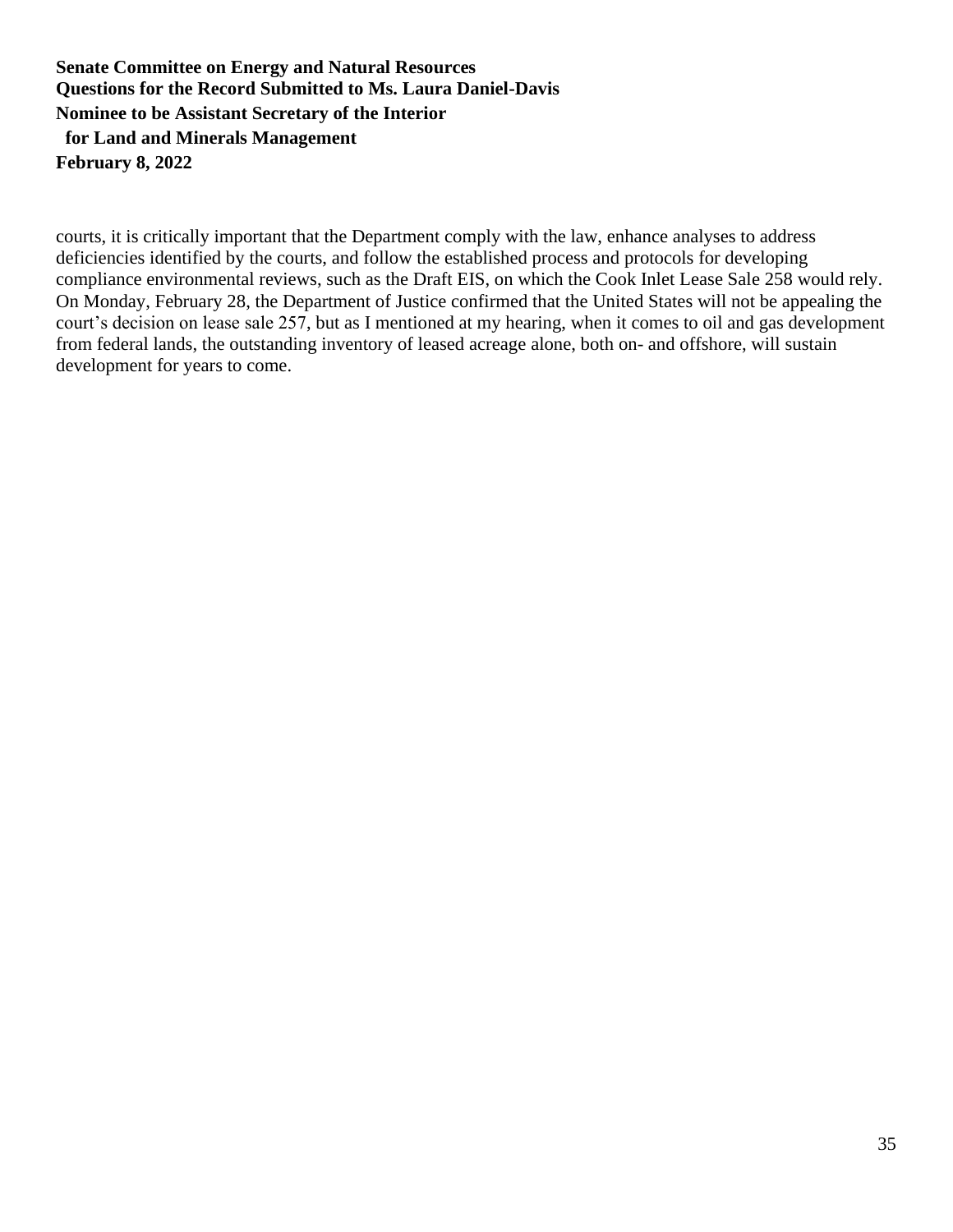courts, it is critically important that the Department comply with the law, enhance analyses to address deficiencies identified by the courts, and follow the established process and protocols for developing compliance environmental reviews, such as the Draft EIS, on which the Cook Inlet Lease Sale 258 would rely. On Monday, February 28, the Department of Justice confirmed that the United States will not be appealing the court's decision on lease sale 257, but as I mentioned at my hearing, when it comes to oil and gas development from federal lands, the outstanding inventory of leased acreage alone, both on- and offshore, will sustain development for years to come.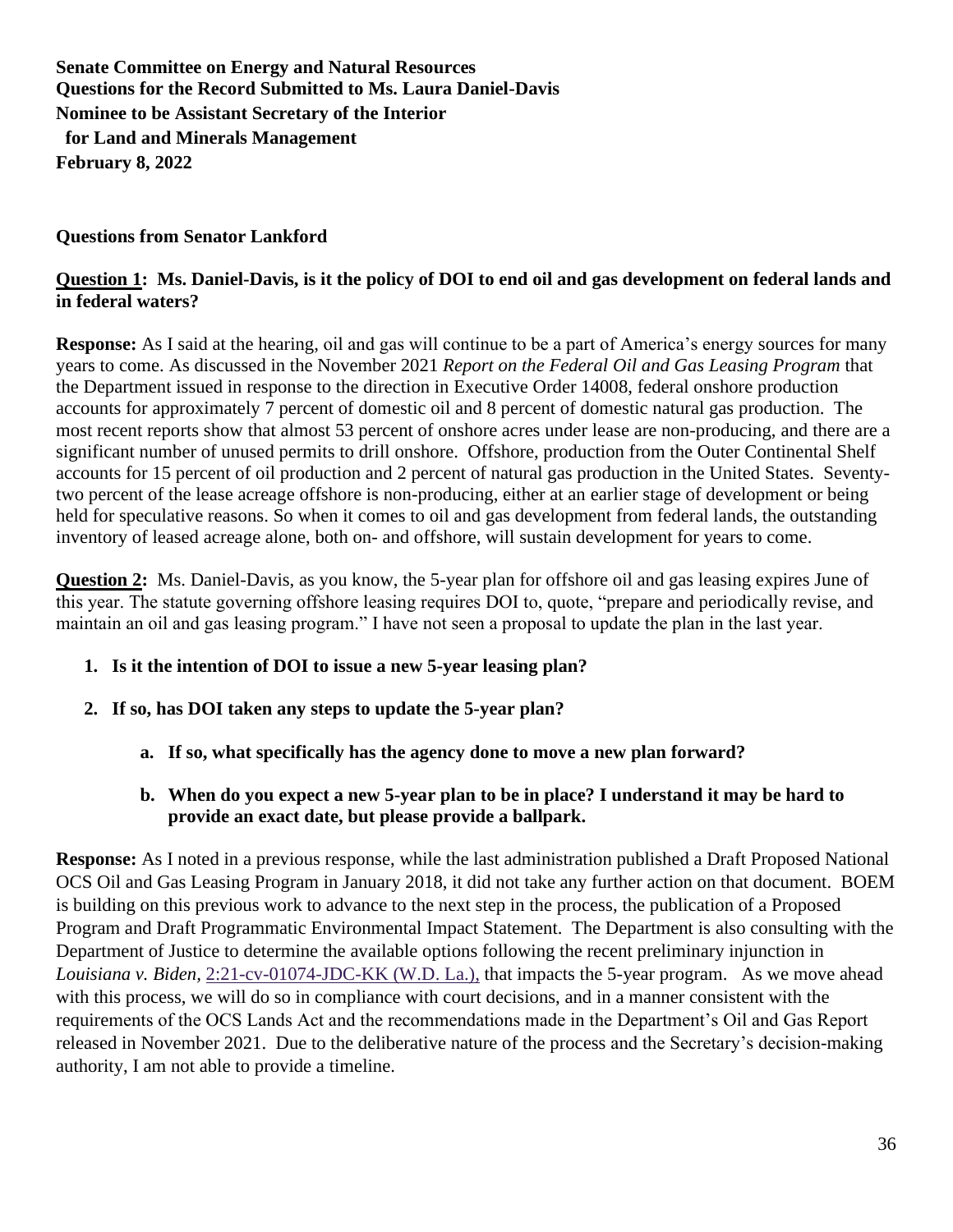**Senate Committee on Energy and Natural Resources**
**Questions for the Record Submitted to Ms. Laura Daniel-Davis**
**Nominee to be Assistant Secretary of the Interior**
**for Land and Minerals Management**
**February 8, 2022**

**Questions from Senator Lankford**

**Question 1: Ms. Daniel-Davis, is it the policy of DOI to end oil and gas development on federal lands and in federal waters?**

**Response:** As I said at the hearing, oil and gas will continue to be a part of America's energy sources for many years to come. As discussed in the November 2021 *Report on the Federal Oil and Gas Leasing Program* that the Department issued in response to the direction in Executive Order 14008, federal onshore production accounts for approximately 7 percent of domestic oil and 8 percent of domestic natural gas production. The most recent reports show that almost 53 percent of onshore acres under lease are non-producing, and there are a significant number of unused permits to drill onshore. Offshore, production from the Outer Continental Shelf accounts for 15 percent of oil production and 2 percent of natural gas production in the United States. Seventy-two percent of the lease acreage offshore is non-producing, either at an earlier stage of development or being held for speculative reasons. So when it comes to oil and gas development from federal lands, the outstanding inventory of leased acreage alone, both on- and offshore, will sustain development for years to come.

**Question 2:** Ms. Daniel-Davis, as you know, the 5-year plan for offshore oil and gas leasing expires June of this year. The statute governing offshore leasing requires DOI to, quote, "prepare and periodically revise, and maintain an oil and gas leasing program." I have not seen a proposal to update the plan in the last year.

1. **Is it the intention of DOI to issue a new 5-year leasing plan?**
2. **If so, has DOI taken any steps to update the 5-year plan?**
    a. **If so, what specifically has the agency done to move a new plan forward?**
    b. **When do you expect a new 5-year plan to be in place? I understand it may be hard to provide an exact date, but please provide a ballpark.**

**Response:** As I noted in a previous response, while the last administration published a Draft Proposed National OCS Oil and Gas Leasing Program in January 2018, it did not take any further action on that document. BOEM is building on this previous work to advance to the next step in the process, the publication of a Proposed Program and Draft Programmatic Environmental Impact Statement. The Department is also consulting with the Department of Justice to determine the available options following the recent preliminary injunction in *Louisiana v. Biden*, 2:21-cv-01074-JDC-KK (W.D. La.), that impacts the 5-year program. As we move ahead with this process, we will do so in compliance with court decisions, and in a manner consistent with the requirements of the OCS Lands Act and the recommendations made in the Department's Oil and Gas Report released in November 2021. Due to the deliberative nature of the process and the Secretary's decision-making authority, I am not able to provide a timeline.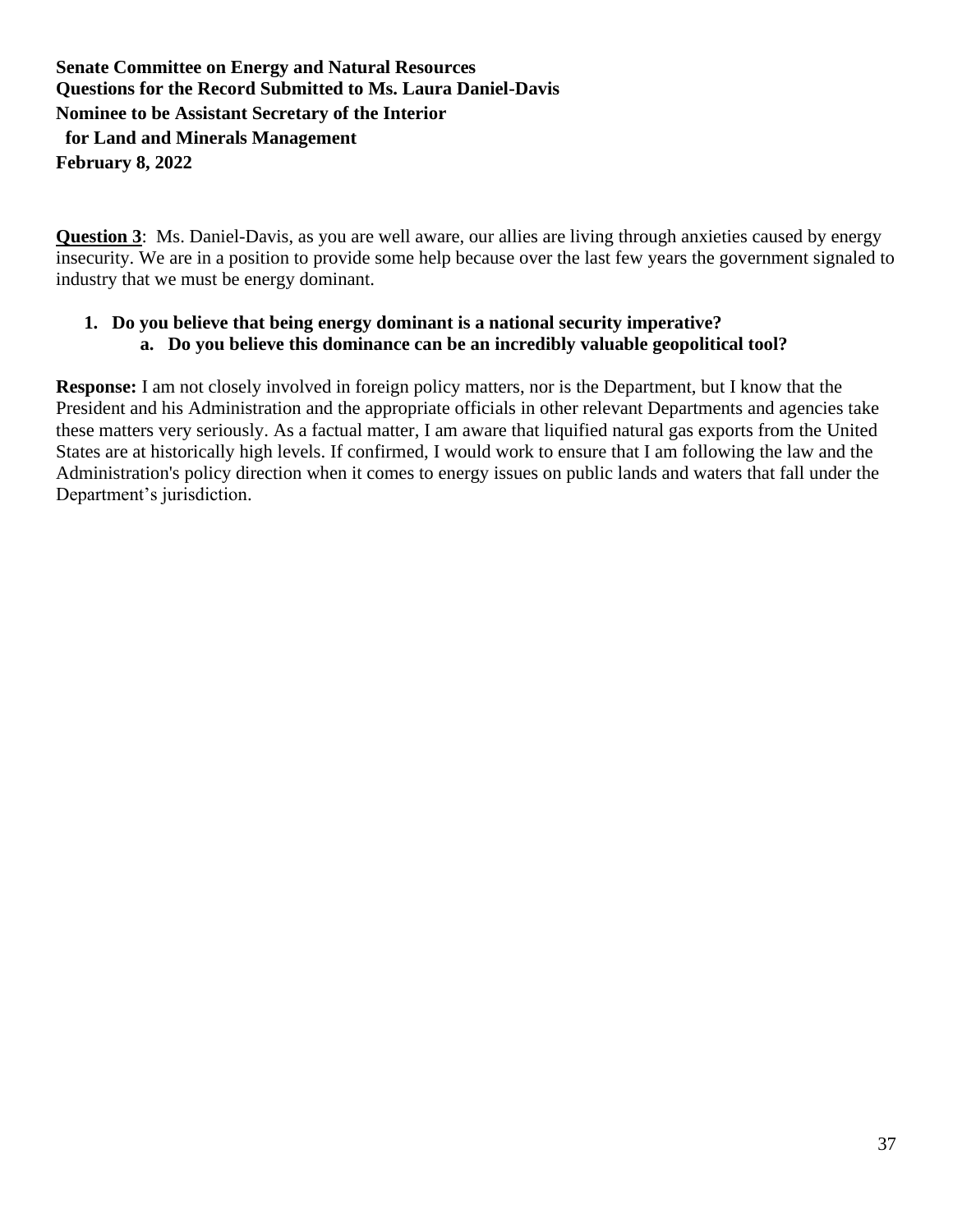**Senate Committee on Energy and Natural Resources**
**Questions for the Record Submitted to Ms. Laura Daniel-Davis**
**Nominee to be Assistant Secretary of the Interior**
**for Land and Minerals Management**
**February 8, 2022**

**Question 3**: Ms. Daniel-Davis, as you are well aware, our allies are living through anxieties caused by energy insecurity. We are in a position to provide some help because over the last few years the government signaled to industry that we must be energy dominant.

1. **Do you believe that being energy dominant is a national security imperative?**
   a. **Do you believe this dominance can be an incredibly valuable geopolitical tool?**

**Response:** I am not closely involved in foreign policy matters, nor is the Department, but I know that the President and his Administration and the appropriate officials in other relevant Departments and agencies take these matters very seriously. As a factual matter, I am aware that liquified natural gas exports from the United States are at historically high levels. If confirmed, I would work to ensure that I am following the law and the Administration's policy direction when it comes to energy issues on public lands and waters that fall under the Department's jurisdiction.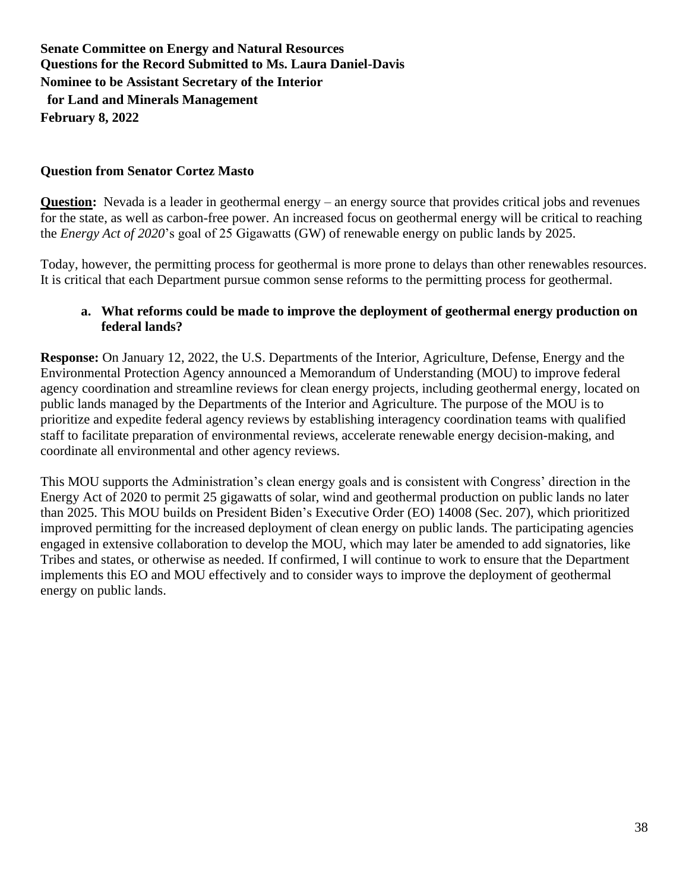**Senate Committee on Energy and Natural Resources**
**Questions for the Record Submitted to Ms. Laura Daniel-Davis**
**Nominee to be Assistant Secretary of the Interior**
**for Land and Minerals Management**
**February 8, 2022**

**Question from Senator Cortez Masto**

**Question:** Nevada is a leader in geothermal energy – an energy source that provides critical jobs and revenues for the state, as well as carbon-free power. An increased focus on geothermal energy will be critical to reaching the *Energy Act of 2020*'s goal of 25 Gigawatts (GW) of renewable energy on public lands by 2025.

Today, however, the permitting process for geothermal is more prone to delays than other renewables resources. It is critical that each Department pursue common sense reforms to the permitting process for geothermal.

**a. What reforms could be made to improve the deployment of geothermal energy production on federal lands?**

**Response:** On January 12, 2022, the U.S. Departments of the Interior, Agriculture, Defense, Energy and the Environmental Protection Agency announced a Memorandum of Understanding (MOU) to improve federal agency coordination and streamline reviews for clean energy projects, including geothermal energy, located on public lands managed by the Departments of the Interior and Agriculture. The purpose of the MOU is to prioritize and expedite federal agency reviews by establishing interagency coordination teams with qualified staff to facilitate preparation of environmental reviews, accelerate renewable energy decision-making, and coordinate all environmental and other agency reviews.

This MOU supports the Administration's clean energy goals and is consistent with Congress' direction in the Energy Act of 2020 to permit 25 gigawatts of solar, wind and geothermal production on public lands no later than 2025. This MOU builds on President Biden's Executive Order (EO) 14008 (Sec. 207), which prioritized improved permitting for the increased deployment of clean energy on public lands. The participating agencies engaged in extensive collaboration to develop the MOU, which may later be amended to add signatories, like Tribes and states, or otherwise as needed. If confirmed, I will continue to work to ensure that the Department implements this EO and MOU effectively and to consider ways to improve the deployment of geothermal energy on public lands.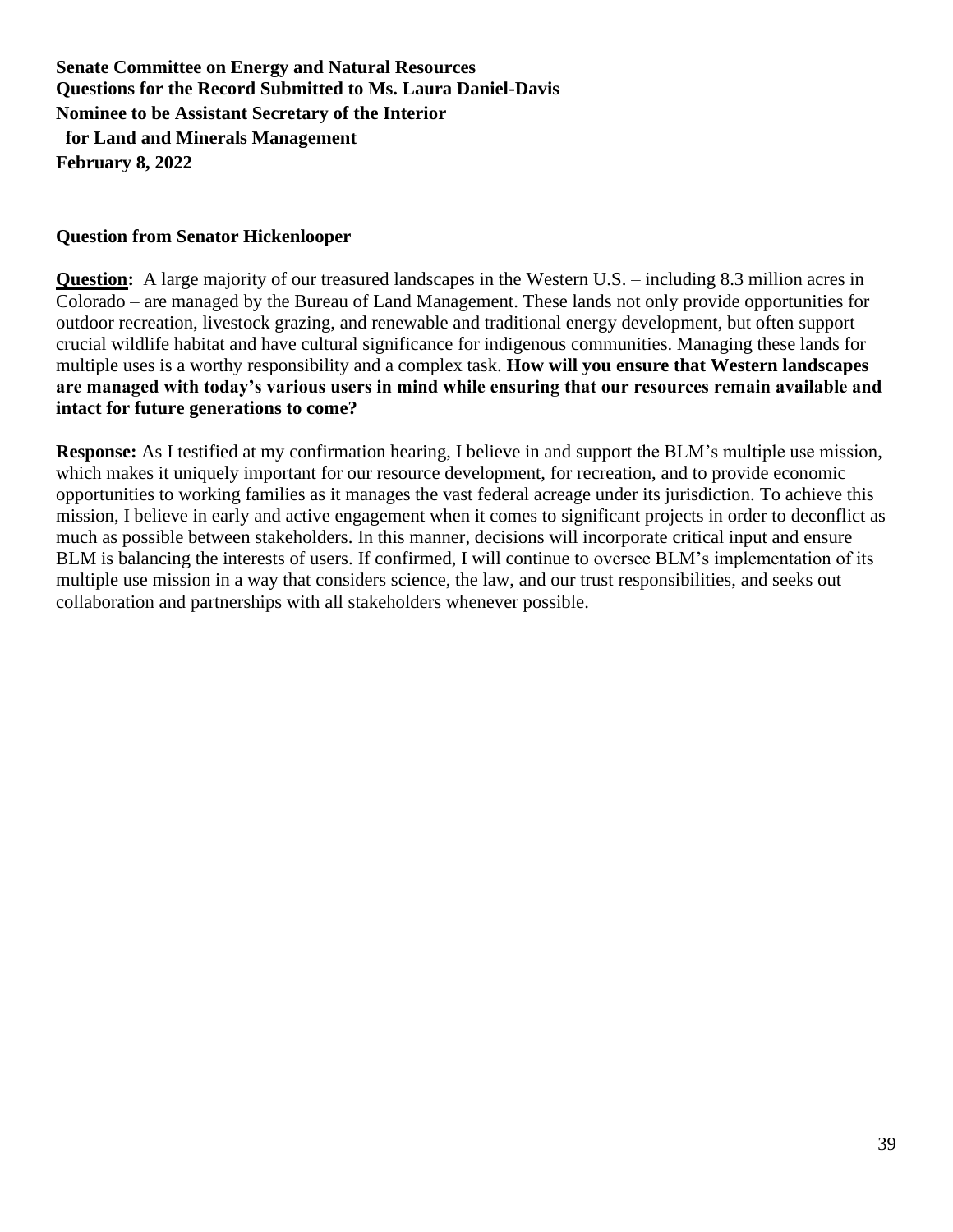**Senate Committee on Energy and Natural Resources**
**Questions for the Record Submitted to Ms. Laura Daniel-Davis**
**Nominee to be Assistant Secretary of the Interior**
**for Land and Minerals Management**
**February 8, 2022**

**Question from Senator Hickenlooper**

**Question:** A large majority of our treasured landscapes in the Western U.S. – including 8.3 million acres in Colorado – are managed by the Bureau of Land Management. These lands not only provide opportunities for outdoor recreation, livestock grazing, and renewable and traditional energy development, but often support crucial wildlife habitat and have cultural significance for indigenous communities. Managing these lands for multiple uses is a worthy responsibility and a complex task. **How will you ensure that Western landscapes are managed with today's various users in mind while ensuring that our resources remain available and intact for future generations to come?**

**Response:** As I testified at my confirmation hearing, I believe in and support the BLM's multiple use mission, which makes it uniquely important for our resource development, for recreation, and to provide economic opportunities to working families as it manages the vast federal acreage under its jurisdiction. To achieve this mission, I believe in early and active engagement when it comes to significant projects in order to deconflict as much as possible between stakeholders. In this manner, decisions will incorporate critical input and ensure BLM is balancing the interests of users. If confirmed, I will continue to oversee BLM's implementation of its multiple use mission in a way that considers science, the law, and our trust responsibilities, and seeks out collaboration and partnerships with all stakeholders whenever possible.